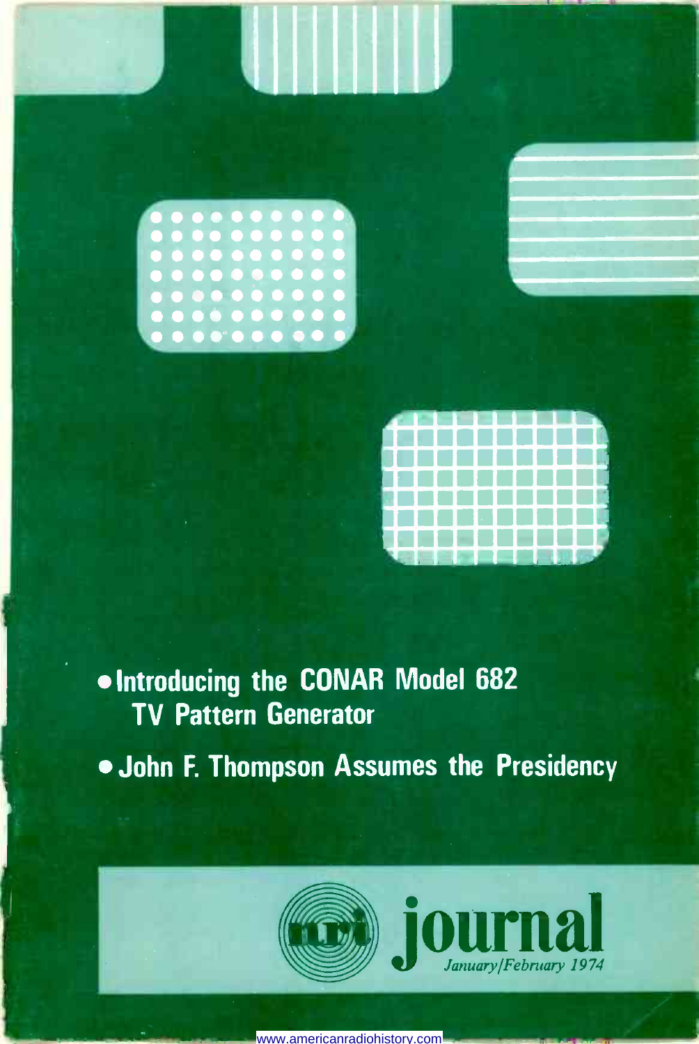- Introducing the CONAR Model 682 TV Pattern Generator
- John F. Thompson Assumes the Presidency

# nri journal

*January/February 1974*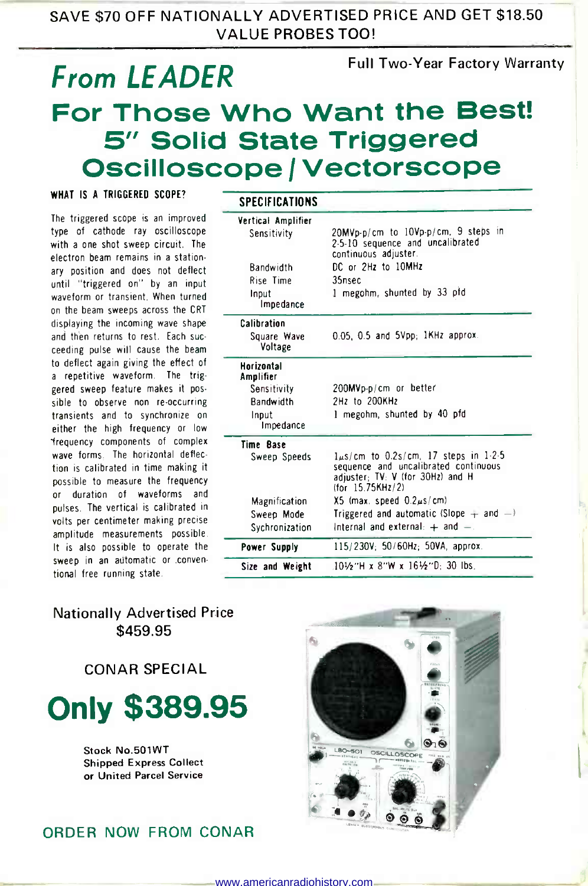SAVE $70 OFF NATIONALLY ADVERTISED PRICE AND GET $18.50 VALUE PROBES TOO!

Full Two-Year Factory Warranty

# *From LEADER*

# For Those Who Want the Best! 5" Solid State Triggered Oscilloscope / Vectorscope

### WHAT IS A TRIGGERED SCOPE?

The triggered scope is an improved type of cathode ray oscilloscope with a one shot sweep circuit. The electron beam remains in a stationary position and does not deflect until "triggered on" by an input waveform or transient. When turned on the beam sweeps across the CRT displaying the incoming wave shape and then returns to rest. Each succeeding pulse will cause the beam to deflect again giving the effect of a repetitive waveform. The triggered sweep feature makes it possible to observe non re-occurring transients and to synchronize on either the high frequency or low frequency components of complex wave forms. The horizontal deflection is calibrated in time making it possible to measure the frequency or duration of waveforms and pulses. The vertical is calibrated in volts per centimeter making precise amplitude measurements possible. It is also possible to operate the sweep in an automatic or conventional free running state.

### SPECIFICATIONS

| | |
|---|---|
| **Vertical Amplifier** | |
| Sensitivity | 20MVp-p/cm to 10Vp-p/cm, 9 steps in 2-5-10 sequence and uncalibrated continuous adjuster. |
| Bandwidth | DC or 2Hz to 10MHz |
| Rise Time | 35nsec |
| Input Impedance | 1 megohm, shunted by 33 pfd |
| **Calibration** | |
| Square Wave Voltage | 0.05, 0.5 and 5Vpp; 1KHz approx. |
| **Horizontal Amplifier** | |
| Sensitivity | 200MVp-p/cm or better |
| Bandwidth | 2Hz to 200KHz |
| Input Impedance | 1 megohm, shunted by 40 pfd |
| **Time Base** | |
| Sweep Speeds | 1μs/cm to 0.2s/cm, 17 steps in 1-2-5 sequence and uncalibrated continuous adjuster; TV: V (for 30Hz) and H (for 15.75KHz/2) |
| Magnification | X5 (max. speed 0.2μs/cm) |
| Sweep Mode | Triggered and automatic (Slope + and −) |
| Sychronization | Internal and external: + and −. |
| **Power Supply** | 115/230V; 50/60Hz; 50VA, approx. |
| **Size and Weight** | 10½"H x 8"W x 16½"D; 30 lbs. |

Nationally Advertised Price
$459.95

CONAR SPECIAL

# Only $389.95

Stock No.501WT
Shipped Express Collect
or United Parcel Service

ORDER NOW FROM CONAR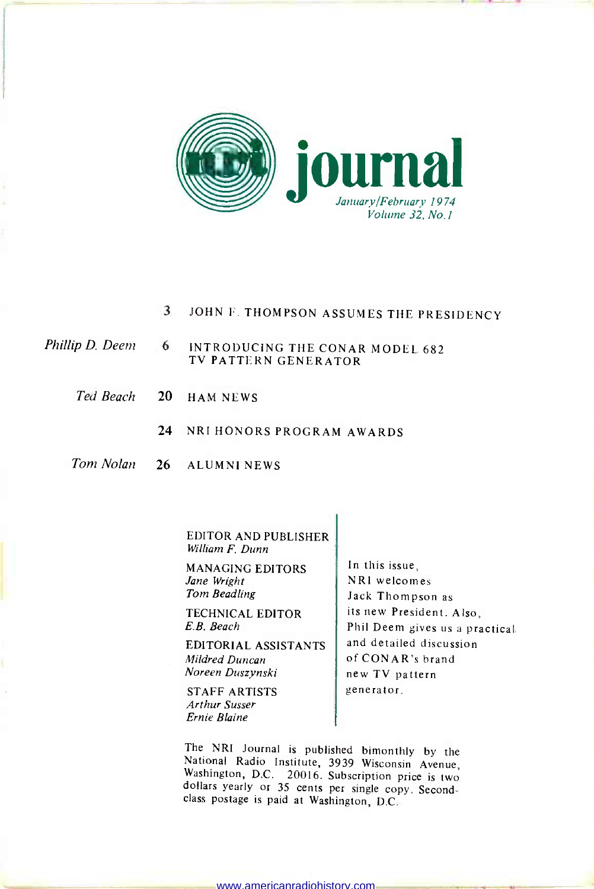# journal

*January/February 1974*
*Volume 32, No. 1*

| | | |
|---|---|---|
| | 3 | JOHN F. THOMPSON ASSUMES THE PRESIDENCY |
| *Phillip D. Deem* | 6 | INTRODUCING THE CONAR MODEL 682 TV PATTERN GENERATOR |
| *Ted Beach* | 20 | HAM NEWS |
| | 24 | NRI HONORS PROGRAM AWARDS |
| *Tom Nolan* | 26 | ALUMNI NEWS |

EDITOR AND PUBLISHER
*William F. Dunn*

MANAGING EDITORS
*Jane Wright*
*Tom Beadling*

TECHNICAL EDITOR
*E.B. Beach*

EDITORIAL ASSISTANTS
*Mildred Duncan*
*Noreen Duszynski*

STAFF ARTISTS
*Arthur Susser*
*Ernie Blaine*

In this issue, NRI welcomes Jack Thompson as its new President. Also, Phil Deem gives us a practical and detailed discussion of CONAR's brand new TV pattern generator.

The NRI Journal is published bimonthly by the National Radio Institute, 3939 Wisconsin Avenue, Washington, D.C. 20016. Subscription price is two dollars yearly or 35 cents per single copy. Second-class postage is paid at Washington, D.C.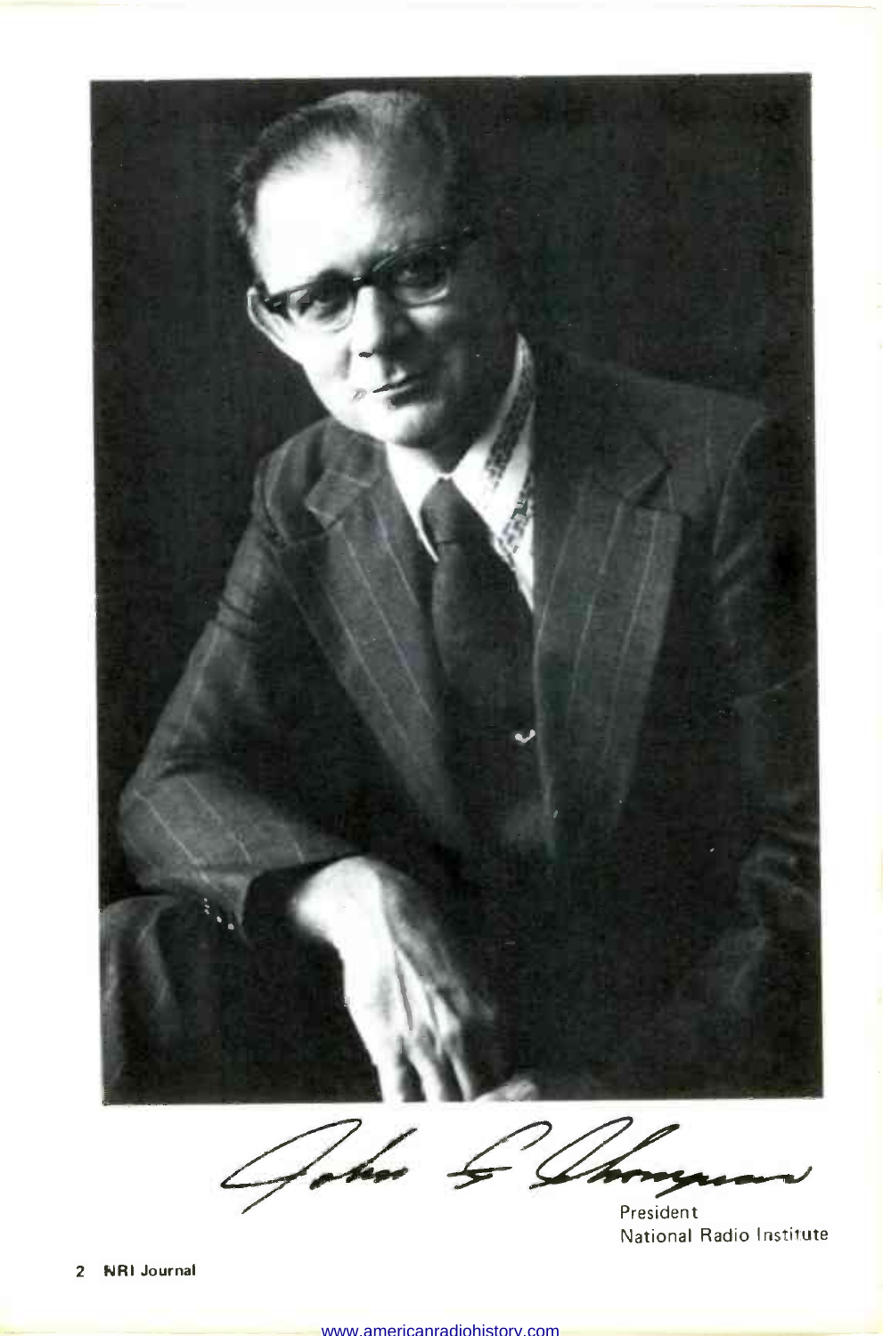John G. Thompson

President
National Radio Institute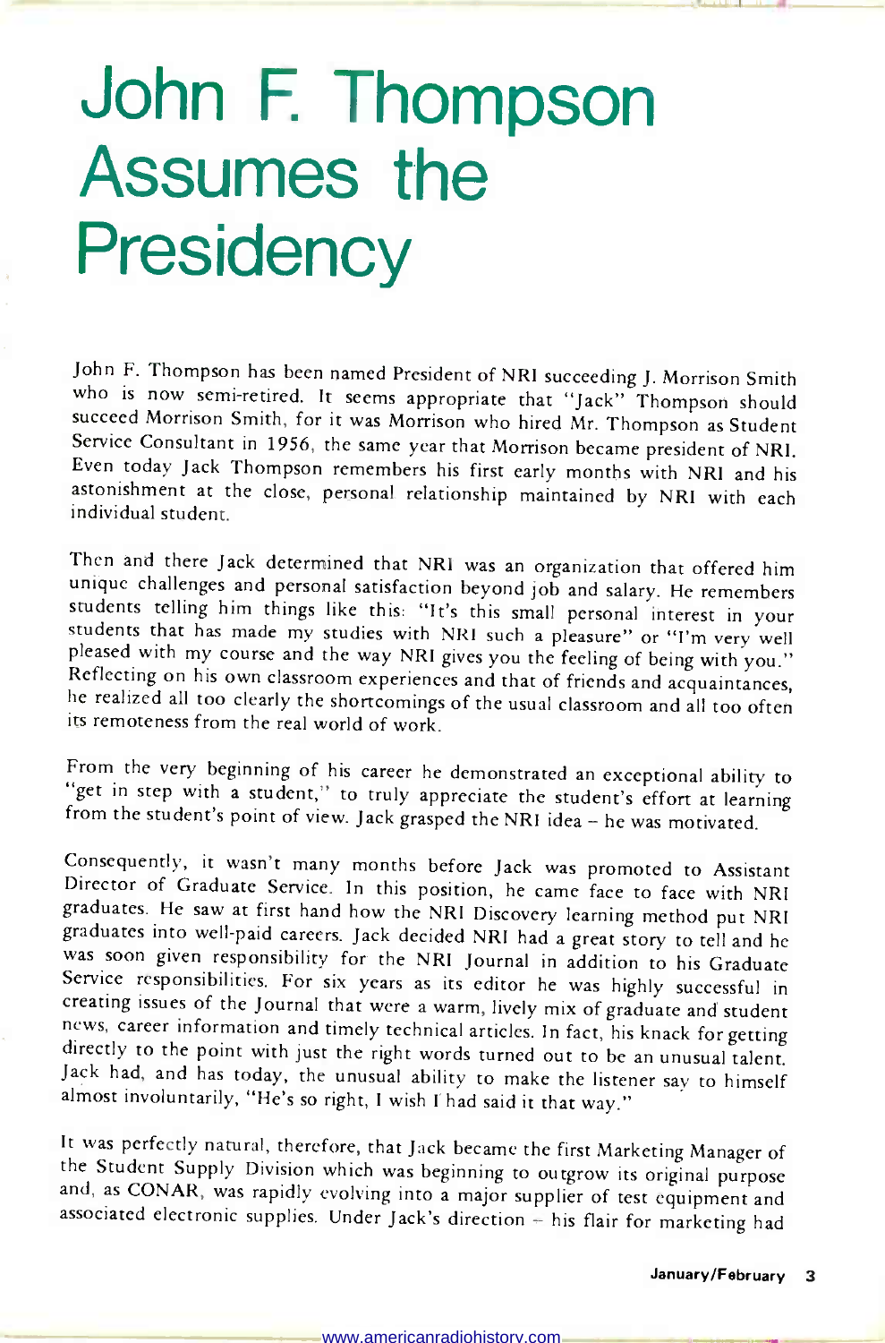# John F. Thompson Assumes the Presidency

John F. Thompson has been named President of NRI succeeding J. Morrison Smith who is now semi-retired. It seems appropriate that "Jack" Thompson should succeed Morrison Smith, for it was Morrison who hired Mr. Thompson as Student Service Consultant in 1956, the same year that Morrison became president of NRI. Even today Jack Thompson remembers his first early months with NRI and his astonishment at the close, personal relationship maintained by NRI with each individual student.

Then and there Jack determined that NRI was an organization that offered him unique challenges and personal satisfaction beyond job and salary. He remembers students telling him things like this: "It's this small personal interest in your students that has made my studies with NRI such a pleasure" or "I'm very well pleased with my course and the way NRI gives you the feeling of being with you." Reflecting on his own classroom experiences and that of friends and acquaintances, he realized all too clearly the shortcomings of the usual classroom and all too often its remoteness from the real world of work.

From the very beginning of his career he demonstrated an exceptional ability to "get in step with a student," to truly appreciate the student's effort at learning from the student's point of view. Jack grasped the NRI idea – he was motivated.

Consequently, it wasn't many months before Jack was promoted to Assistant Director of Graduate Service. In this position, he came face to face with NRI graduates. He saw at first hand how the NRI Discovery learning method put NRI graduates into well-paid careers. Jack decided NRI had a great story to tell and he was soon given responsibility for the NRI Journal in addition to his Graduate Service responsibilities. For six years as its editor he was highly successful in creating issues of the Journal that were a warm, lively mix of graduate and student news, career information and timely technical articles. In fact, his knack for getting directly to the point with just the right words turned out to be an unusual talent. Jack had, and has today, the unusual ability to make the listener say to himself almost involuntarily, "He's so right, I wish I had said it that way."

It was perfectly natural, therefore, that Jack became the first Marketing Manager of the Student Supply Division which was beginning to outgrow its original purpose and, as CONAR, was rapidly evolving into a major supplier of test equipment and associated electronic supplies. Under Jack's direction – his flair for marketing had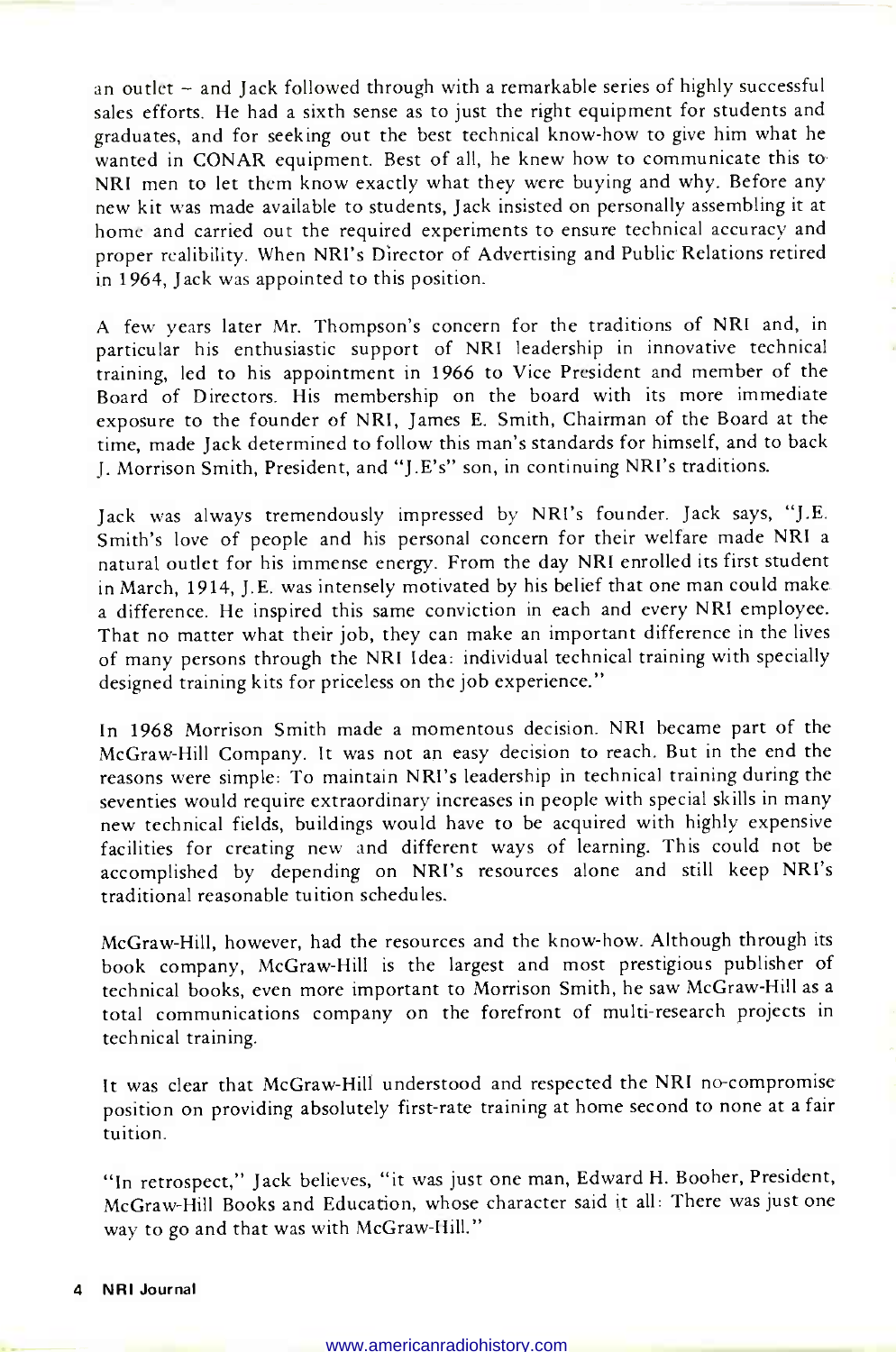an outlet – and Jack followed through with a remarkable series of highly successful sales efforts. He had a sixth sense as to just the right equipment for students and graduates, and for seeking out the best technical know-how to give him what he wanted in CONAR equipment. Best of all, he knew how to communicate this to NRI men to let them know exactly what they were buying and why. Before any new kit was made available to students, Jack insisted on personally assembling it at home and carried out the required experiments to ensure technical accuracy and proper realibility. When NRI's Director of Advertising and Public Relations retired in 1964, Jack was appointed to this position.

A few years later Mr. Thompson's concern for the traditions of NRI and, in particular his enthusiastic support of NRI leadership in innovative technical training, led to his appointment in 1966 to Vice President and member of the Board of Directors. His membership on the board with its more immediate exposure to the founder of NRI, James E. Smith, Chairman of the Board at the time, made Jack determined to follow this man's standards for himself, and to back J. Morrison Smith, President, and "J.E's" son, in continuing NRI's traditions.

Jack was always tremendously impressed by NRI's founder. Jack says, "J.E. Smith's love of people and his personal concern for their welfare made NRI a natural outlet for his immense energy. From the day NRI enrolled its first student in March, 1914, J.E. was intensely motivated by his belief that one man could make a difference. He inspired this same conviction in each and every NRI employee. That no matter what their job, they can make an important difference in the lives of many persons through the NRI Idea: individual technical training with specially designed training kits for priceless on the job experience."

In 1968 Morrison Smith made a momentous decision. NRI became part of the McGraw-Hill Company. It was not an easy decision to reach. But in the end the reasons were simple: To maintain NRI's leadership in technical training during the seventies would require extraordinary increases in people with special skills in many new technical fields, buildings would have to be acquired with highly expensive facilities for creating new and different ways of learning. This could not be accomplished by depending on NRI's resources alone and still keep NRI's traditional reasonable tuition schedules.

McGraw-Hill, however, had the resources and the know-how. Although through its book company, McGraw-Hill is the largest and most prestigious publisher of technical books, even more important to Morrison Smith, he saw McGraw-Hill as a total communications company on the forefront of multi-research projects in technical training.

It was clear that McGraw-Hill understood and respected the NRI no-compromise position on providing absolutely first-rate training at home second to none at a fair tuition.

"In retrospect," Jack believes, "it was just one man, Edward H. Booher, President, McGraw-Hill Books and Education, whose character said it all: There was just one way to go and that was with McGraw-Hill."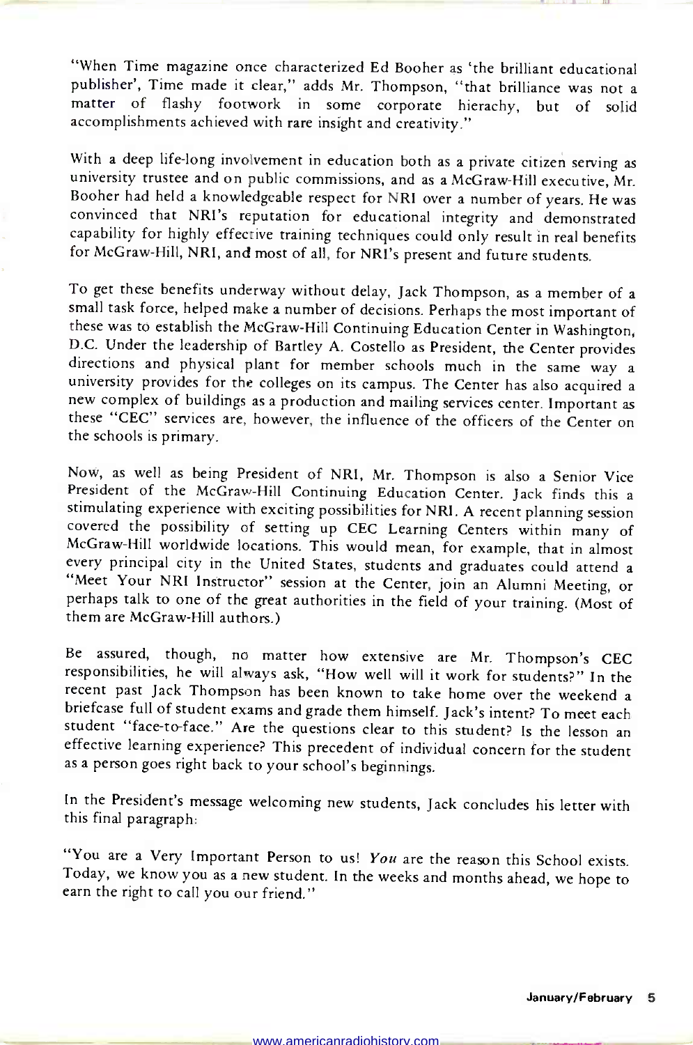"When Time magazine once characterized Ed Booher as 'the brilliant educational publisher', Time made it clear," adds Mr. Thompson, "that brilliance was not a matter of flashy footwork in some corporate hierachy, but of solid accomplishments achieved with rare insight and creativity."

With a deep life-long involvement in education both as a private citizen serving as university trustee and on public commissions, and as a McGraw-Hill executive, Mr. Booher had held a knowledgeable respect for NRI over a number of years. He was convinced that NRI's reputation for educational integrity and demonstrated capability for highly effective training techniques could only result in real benefits for McGraw-Hill, NRI, and most of all, for NRI's present and future students.

To get these benefits underway without delay, Jack Thompson, as a member of a small task force, helped make a number of decisions. Perhaps the most important of these was to establish the McGraw-Hill Continuing Education Center in Washington, D.C. Under the leadership of Bartley A. Costello as President, the Center provides directions and physical plant for member schools much in the same way a university provides for the colleges on its campus. The Center has also acquired a new complex of buildings as a production and mailing services center. Important as these "CEC" services are, however, the influence of the officers of the Center on the schools is primary.

Now, as well as being President of NRI, Mr. Thompson is also a Senior Vice President of the McGraw-Hill Continuing Education Center. Jack finds this a stimulating experience with exciting possibilities for NRI. A recent planning session covered the possibility of setting up CEC Learning Centers within many of McGraw-Hill worldwide locations. This would mean, for example, that in almost every principal city in the United States, students and graduates could attend a "Meet Your NRI Instructor" session at the Center, join an Alumni Meeting, or perhaps talk to one of the great authorities in the field of your training. (Most of them are McGraw-Hill authors.)

Be assured, though, no matter how extensive are Mr. Thompson's CEC responsibilities, he will always ask, "How well will it work for students?" In the recent past Jack Thompson has been known to take home over the weekend a briefcase full of student exams and grade them himself. Jack's intent? To meet each student "face-to-face." Are the questions clear to this student? Is the lesson an effective learning experience? This precedent of individual concern for the student as a person goes right back to your school's beginnings.

In the President's message welcoming new students, Jack concludes his letter with this final paragraph:

"You are a Very Important Person to us! *You* are the reason this School exists. Today, we know you as a new student. In the weeks and months ahead, we hope to earn the right to call you our friend."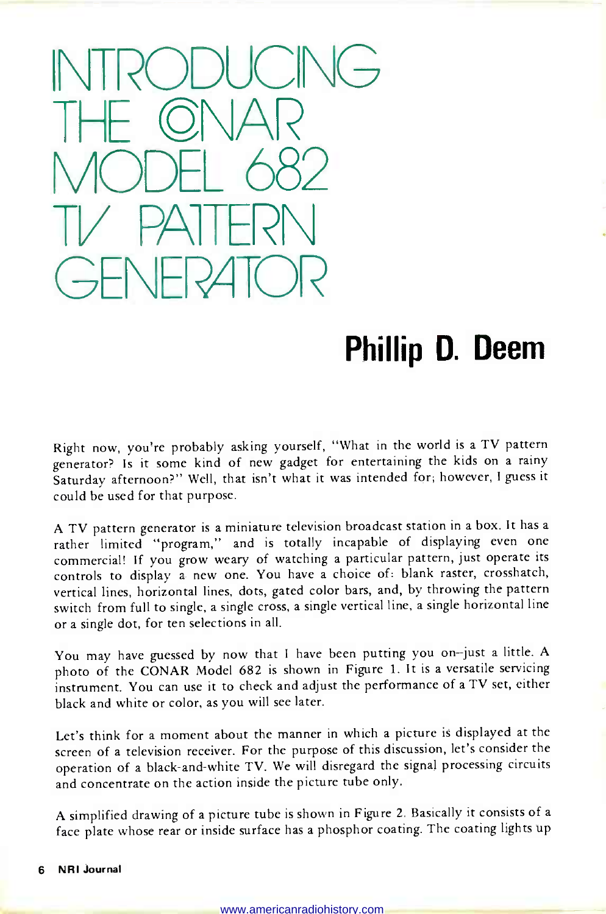# INTRODUCING THE CONAR MODEL 682 TV PATTERN GENERATOR

## Phillip D. Deem

Right now, you're probably asking yourself, "What in the world is a TV pattern generator? Is it some kind of new gadget for entertaining the kids on a rainy Saturday afternoon?" Well, that isn't what it was intended for; however, I guess it could be used for that purpose.

A TV pattern generator is a miniature television broadcast station in a box. It has a rather limited "program," and is totally incapable of displaying even one commercial! If you grow weary of watching a particular pattern, just operate its controls to display a new one. You have a choice of: blank raster, crosshatch, vertical lines, horizontal lines, dots, gated color bars, and, by throwing the pattern switch from full to single, a single cross, a single vertical line, a single horizontal line or a single dot, for ten selections in all.

You may have guessed by now that I have been putting you on--just a little. A photo of the CONAR Model 682 is shown in Figure 1. It is a versatile servicing instrument. You can use it to check and adjust the performance of a TV set, either black and white or color, as you will see later.

Let's think for a moment about the manner in which a picture is displayed at the screen of a television receiver. For the purpose of this discussion, let's consider the operation of a black-and-white TV. We will disregard the signal processing circuits and concentrate on the action inside the picture tube only.

A simplified drawing of a picture tube is shown in Figure 2. Basically it consists of a face plate whose rear or inside surface has a phosphor coating. The coating lights up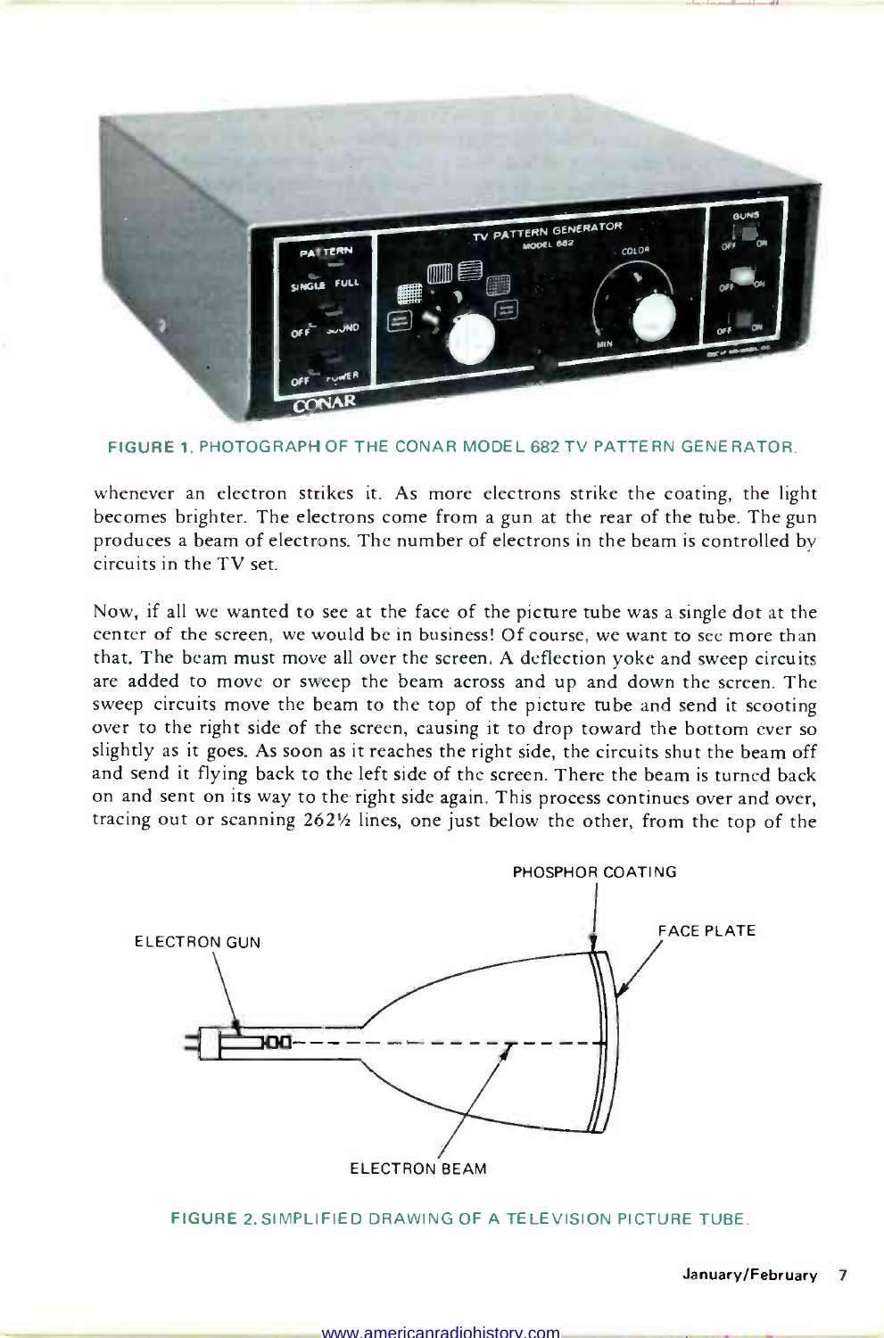FIGURE 1. PHOTOGRAPH OF THE CONAR MODEL 682 TV PATTERN GENERATOR.

whenever an electron strikes it. As more electrons strike the coating, the light becomes brighter. The electrons come from a gun at the rear of the tube. The gun produces a beam of electrons. The number of electrons in the beam is controlled by circuits in the TV set.

Now, if all we wanted to see at the face of the picture tube was a single dot at the center of the screen, we would be in business! Of course, we want to see more than that. The beam must move all over the screen. A deflection yoke and sweep circuits are added to move or sweep the beam across and up and down the screen. The sweep circuits move the beam to the top of the picture tube and send it scooting over to the right side of the screen, causing it to drop toward the bottom ever so slightly as it goes. As soon as it reaches the right side, the circuits shut the beam off and send it flying back to the left side of the screen. There the beam is turned back on and sent on its way to the right side again. This process continues over and over, tracing out or scanning 262½ lines, one just below the other, from the top of the

FIGURE 2. SIMPLIFIED DRAWING OF A TELEVISION PICTURE TUBE.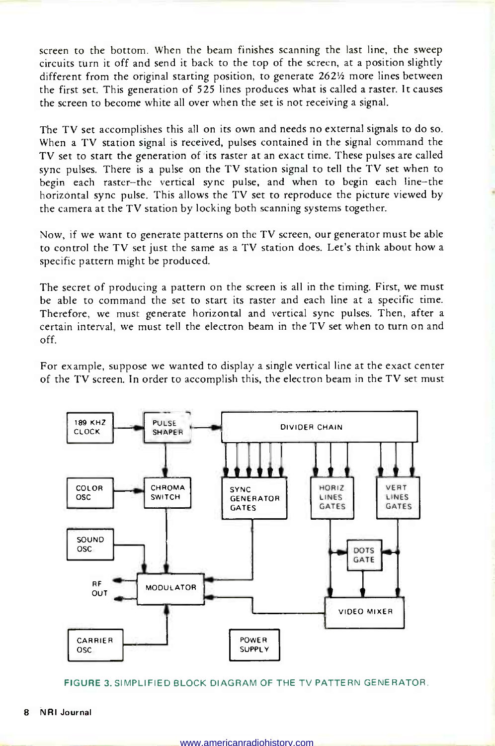screen to the bottom. When the beam finishes scanning the last line, the sweep circuits turn it off and send it back to the top of the screen, at a position slightly different from the original starting position, to generate 262½ more lines between the first set. This generation of 525 lines produces what is called a raster. It causes the screen to become white all over when the set is not receiving a signal.

The TV set accomplishes this all on its own and needs no external signals to do so. When a TV station signal is received, pulses contained in the signal command the TV set to start the generation of its raster at an exact time. These pulses are called sync pulses. There is a pulse on the TV station signal to tell the TV set when to begin each raster–the vertical sync pulse, and when to begin each line–the horizontal sync pulse. This allows the TV set to reproduce the picture viewed by the camera at the TV station by locking both scanning systems together.

Now, if we want to generate patterns on the TV screen, our generator must be able to control the TV set just the same as a TV station does. Let's think about how a specific pattern might be produced.

The secret of producing a pattern on the screen is all in the timing. First, we must be able to command the set to start its raster and each line at a specific time. Therefore, we must generate horizontal and vertical sync pulses. Then, after a certain interval, we must tell the electron beam in the TV set when to turn on and off.

For example, suppose we wanted to display a single vertical line at the exact center of the TV screen. In order to accomplish this, the electron beam in the TV set must

189 KHZ CLOCK | PULSE SHAPER | DIVIDER CHAIN | COLOR OSC | CHROMA SWITCH | SYNC GENERATOR GATES | HORIZ LINES GATES | VERT LINES GATES | SOUND OSC | DOTS GATE | RF OUT | MODULATOR | VIDEO MIXER | CARRIER OSC | POWER SUPPLY

FIGURE 3. SIMPLIFIED BLOCK DIAGRAM OF THE TV PATTERN GENERATOR.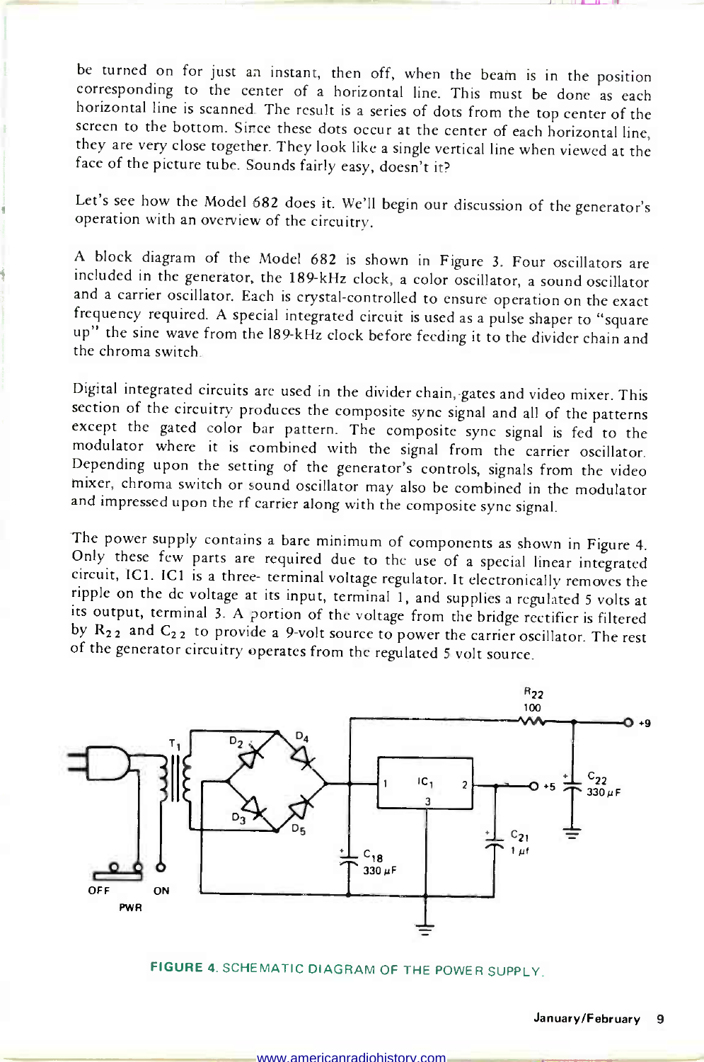be turned on for just an instant, then off, when the beam is in the position corresponding to the center of a horizontal line. This must be done as each horizontal line is scanned. The result is a series of dots from the top center of the screen to the bottom. Since these dots occur at the center of each horizontal line, they are very close together. They look like a single vertical line when viewed at the face of the picture tube. Sounds fairly easy, doesn't it?

Let's see how the Model 682 does it. We'll begin our discussion of the generator's operation with an overview of the circuitry.

A block diagram of the Model 682 is shown in Figure 3. Four oscillators are included in the generator, the 189-kHz clock, a color oscillator, a sound oscillator and a carrier oscillator. Each is crystal-controlled to ensure operation on the exact frequency required. A special integrated circuit is used as a pulse shaper to "square up" the sine wave from the 189-kHz clock before feeding it to the divider chain and the chroma switch.

Digital integrated circuits are used in the divider chain, gates and video mixer. This section of the circuitry produces the composite sync signal and all of the patterns except the gated color bar pattern. The composite sync signal is fed to the modulator where it is combined with the signal from the carrier oscillator. Depending upon the setting of the generator's controls, signals from the video mixer, chroma switch or sound oscillator may also be combined in the modulator and impressed upon the rf carrier along with the composite sync signal.

The power supply contains a bare minimum of components as shown in Figure 4. Only these few parts are required due to the use of a special linear integrated circuit, IC1. IC1 is a three- terminal voltage regulator. It electronically removes the ripple on the dc voltage at its input, terminal 1, and supplies a regulated 5 volts at its output, terminal 3. A portion of the voltage from the bridge rectifier is filtered by $R_{22}$ and $C_{22}$ to provide a 9-volt source to power the carrier oscillator. The rest of the generator circuitry operates from the regulated 5 volt source.

FIGURE 4. SCHEMATIC DIAGRAM OF THE POWER SUPPLY.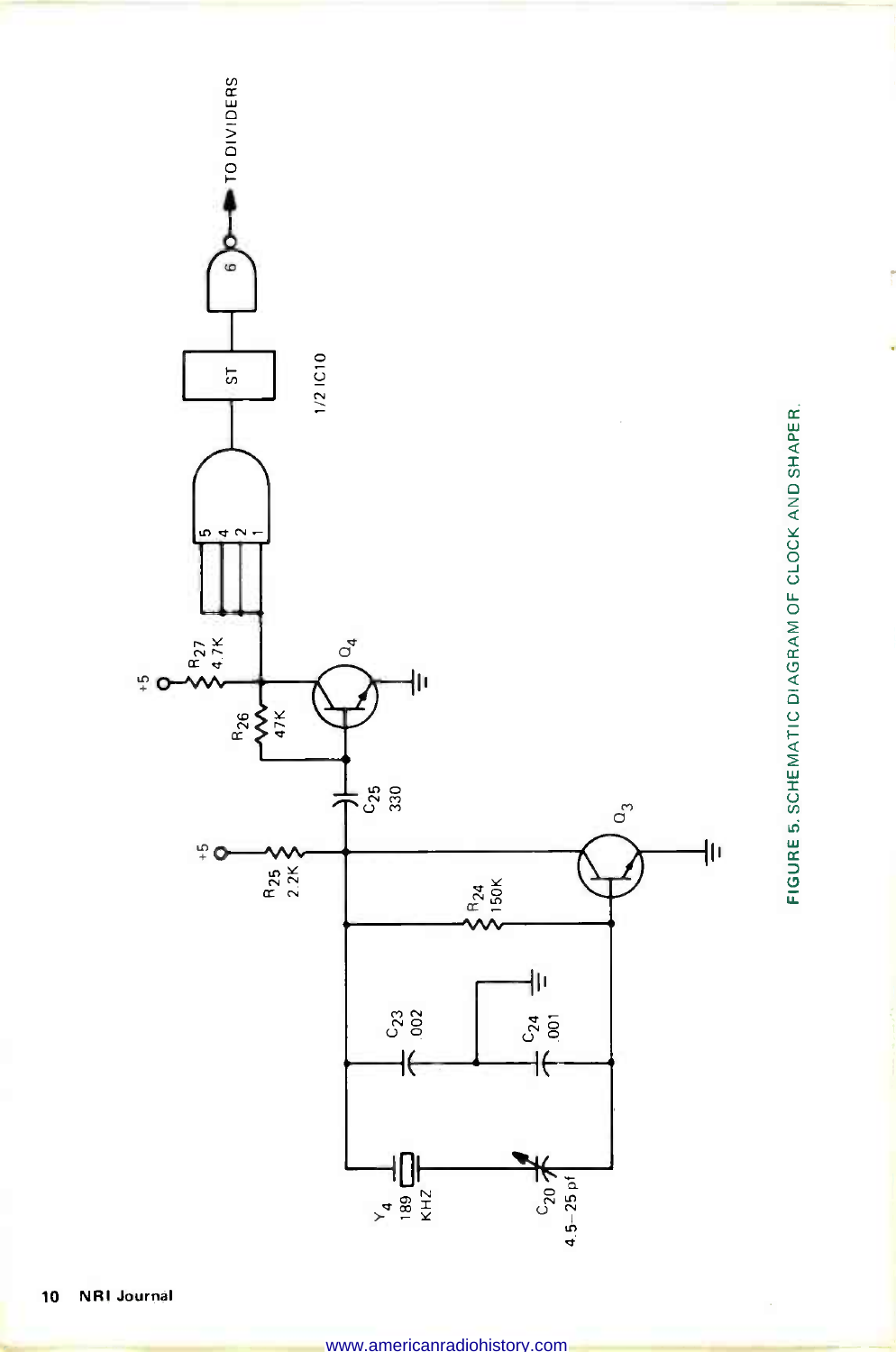FIGURE 5. SCHEMATIC DIAGRAM OF CLOCK AND SHAPER.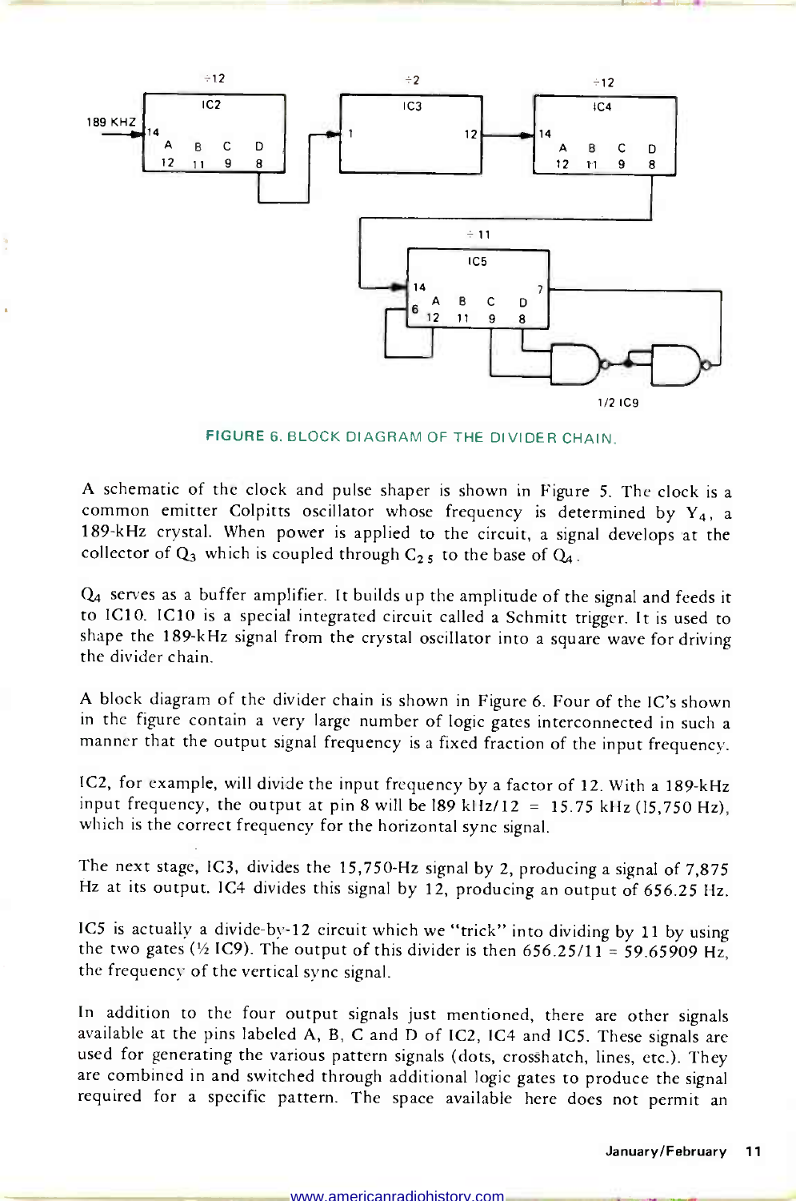FIGURE 6. BLOCK DIAGRAM OF THE DIVIDER CHAIN.

A schematic of the clock and pulse shaper is shown in Figure 5. The clock is a common emitter Colpitts oscillator whose frequency is determined by $Y_4$, a 189-kHz crystal. When power is applied to the circuit, a signal develops at the collector of $Q_3$ which is coupled through $C_{25}$ to the base of $Q_4$.

$Q_4$ serves as a buffer amplifier. It builds up the amplitude of the signal and feeds it to IC10. IC10 is a special integrated circuit called a Schmitt trigger. It is used to shape the 189-kHz signal from the crystal oscillator into a square wave for driving the divider chain.

A block diagram of the divider chain is shown in Figure 6. Four of the IC's shown in the figure contain a very large number of logic gates interconnected in such a manner that the output signal frequency is a fixed fraction of the input frequency.

IC2, for example, will divide the input frequency by a factor of 12. With a 189-kHz input frequency, the output at pin 8 will be 189 kHz/12 = 15.75 kHz (15,750 Hz), which is the correct frequency for the horizontal sync signal.

The next stage, IC3, divides the 15,750-Hz signal by 2, producing a signal of 7,875 Hz at its output. IC4 divides this signal by 12, producing an output of 656.25 Hz.

IC5 is actually a divide-by-12 circuit which we "trick" into dividing by 11 by using the two gates (½ IC9). The output of this divider is then 656.25/11 = 59.65909 Hz, the frequency of the vertical sync signal.

In addition to the four output signals just mentioned, there are other signals available at the pins labeled A, B, C and D of IC2, IC4 and IC5. These signals are used for generating the various pattern signals (dots, crosshatch, lines, etc.). They are combined in and switched through additional logic gates to produce the signal required for a specific pattern. The space available here does not permit an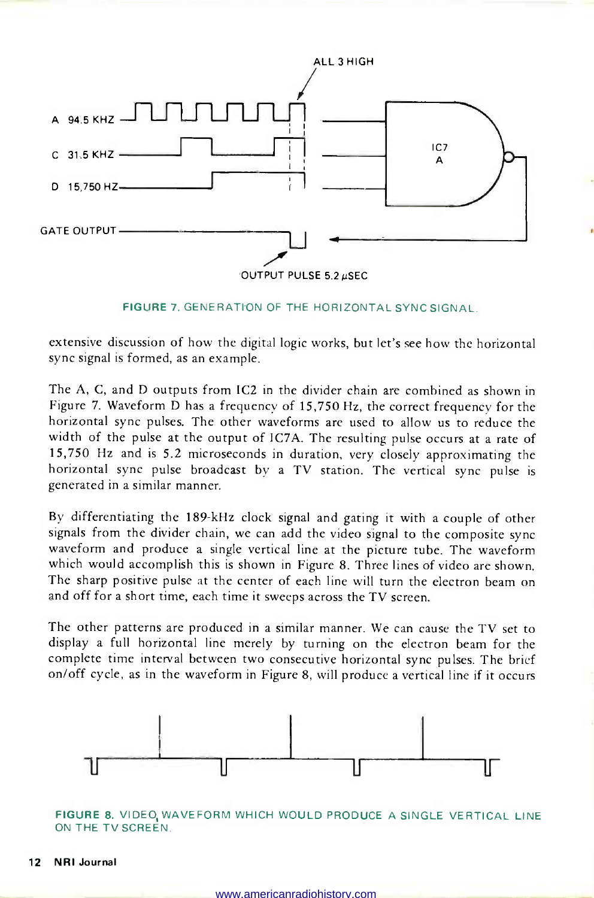FIGURE 7. GENERATION OF THE HORIZONTAL SYNC SIGNAL.

extensive discussion of how the digital logic works, but let's see how the horizontal sync signal is formed, as an example.

The A, C, and D outputs from IC2 in the divider chain are combined as shown in Figure 7. Waveform D has a frequency of 15,750 Hz, the correct frequency for the horizontal sync pulses. The other waveforms are used to allow us to reduce the width of the pulse at the output of IC7A. The resulting pulse occurs at a rate of 15,750 Hz and is 5.2 microseconds in duration, very closely approximating the horizontal sync pulse broadcast by a TV station. The vertical sync pulse is generated in a similar manner.

By differentiating the 189-kHz clock signal and gating it with a couple of other signals from the divider chain, we can add the video signal to the composite sync waveform and produce a single vertical line at the picture tube. The waveform which would accomplish this is shown in Figure 8. Three lines of video are shown. The sharp positive pulse at the center of each line will turn the electron beam on and off for a short time, each time it sweeps across the TV screen.

The other patterns are produced in a similar manner. We can cause the TV set to display a full horizontal line merely by turning on the electron beam for the complete time interval between two consecutive horizontal sync pulses. The brief on/off cycle, as in the waveform in Figure 8, will produce a vertical line if it occurs

FIGURE 8. VIDEO WAVEFORM WHICH WOULD PRODUCE A SINGLE VERTICAL LINE ON THE TV SCREEN.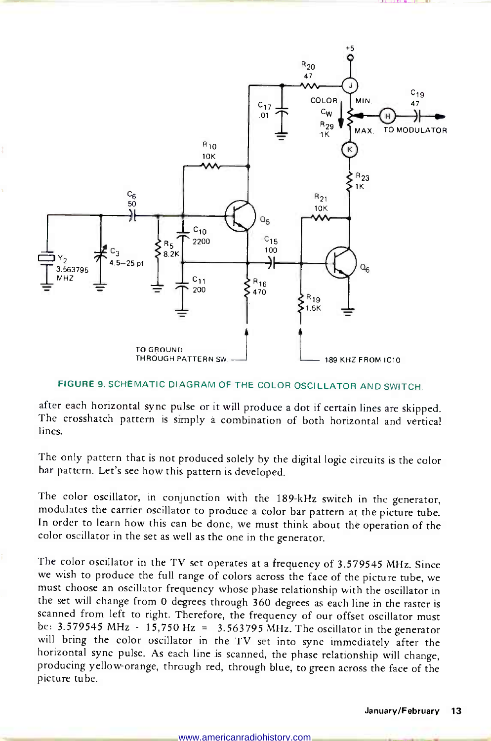FIGURE 9. SCHEMATIC DIAGRAM OF THE COLOR OSCILLATOR AND SWITCH.

after each horizontal sync pulse or it will produce a dot if certain lines are skipped. The crosshatch pattern is simply a combination of both horizontal and vertical lines.

The only pattern that is not produced solely by the digital logic circuits is the color bar pattern. Let's see how this pattern is developed.

The color oscillator, in conjunction with the 189-kHz switch in the generator, modulates the carrier oscillator to produce a color bar pattern at the picture tube. In order to learn how this can be done, we must think about the operation of the color oscillator in the set as well as the one in the generator.

The color oscillator in the TV set operates at a frequency of 3.579545 MHz. Since we wish to produce the full range of colors across the face of the picture tube, we must choose an oscillator frequency whose phase relationship with the oscillator in the set will change from 0 degrees through 360 degrees as each line in the raster is scanned from left to right. Therefore, the frequency of our offset oscillator must be: 3.579545 MHz - 15,750 Hz = 3.563795 MHz. The oscillator in the generator will bring the color oscillator in the TV set into sync immediately after the horizontal sync pulse. As each line is scanned, the phase relationship will change, producing yellow-orange, through red, through blue, to green across the face of the picture tube.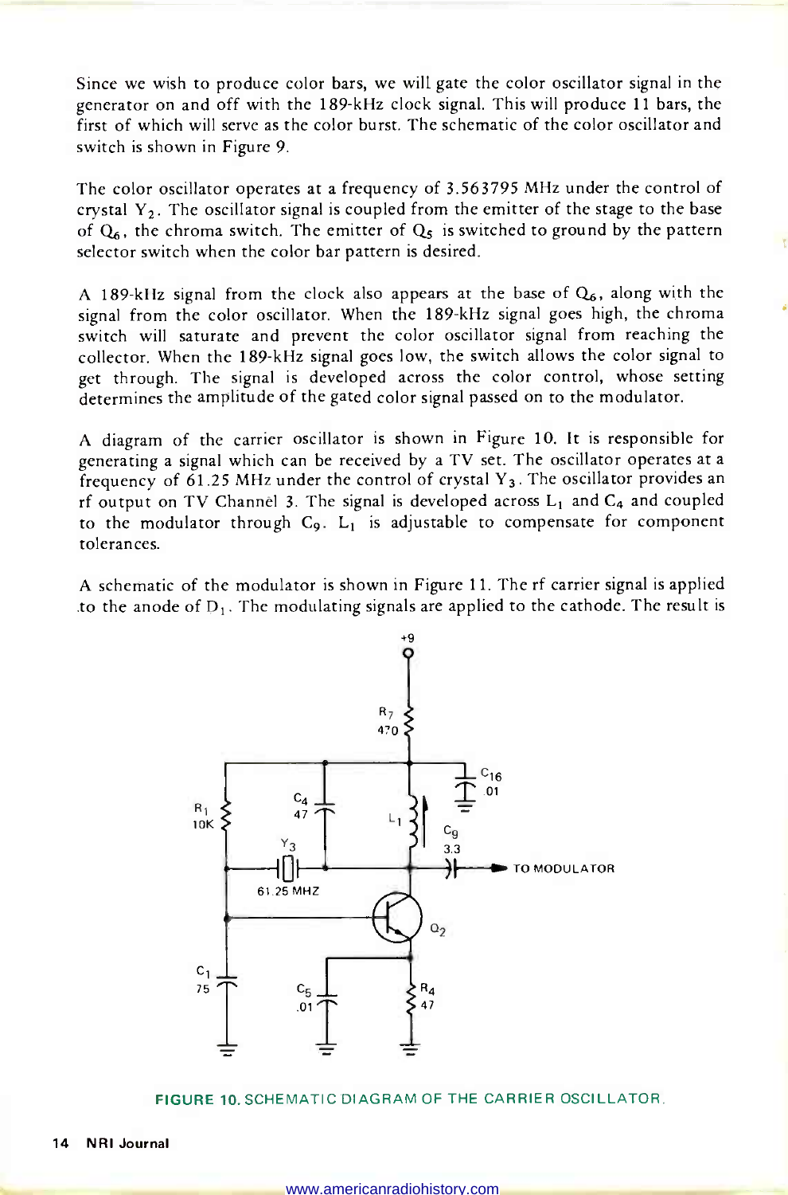Since we wish to produce color bars, we will gate the color oscillator signal in the generator on and off with the 189-kHz clock signal. This will produce 11 bars, the first of which will serve as the color burst. The schematic of the color oscillator and switch is shown in Figure 9.

The color oscillator operates at a frequency of 3.563795 MHz under the control of crystal $Y_2$. The oscillator signal is coupled from the emitter of the stage to the base of $Q_6$, the chroma switch. The emitter of $Q_5$ is switched to ground by the pattern selector switch when the color bar pattern is desired.

A 189-kHz signal from the clock also appears at the base of $Q_6$, along with the signal from the color oscillator. When the 189-kHz signal goes high, the chroma switch will saturate and prevent the color oscillator signal from reaching the collector. When the 189-kHz signal goes low, the switch allows the color signal to get through. The signal is developed across the color control, whose setting determines the amplitude of the gated color signal passed on to the modulator.

A diagram of the carrier oscillator is shown in Figure 10. It is responsible for generating a signal which can be received by a TV set. The oscillator operates at a frequency of 61.25 MHz under the control of crystal $Y_3$. The oscillator provides an rf output on TV Channel 3. The signal is developed across $L_1$ and $C_4$ and coupled to the modulator through $C_9$. $L_1$ is adjustable to compensate for component tolerances.

A schematic of the modulator is shown in Figure 11. The rf carrier signal is applied to the anode of $D_1$. The modulating signals are applied to the cathode. The result is

FIGURE 10. SCHEMATIC DIAGRAM OF THE CARRIER OSCILLATOR.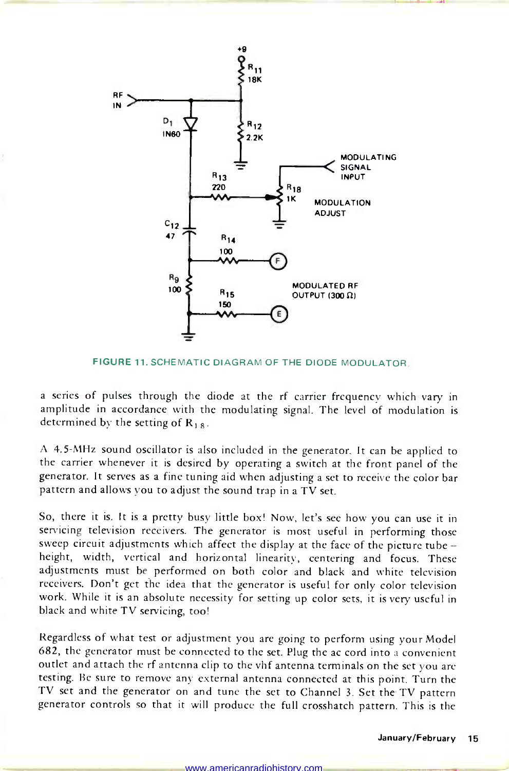FIGURE 11. SCHEMATIC DIAGRAM OF THE DIODE MODULATOR.

a series of pulses through the diode at the rf carrier frequency which vary in amplitude in accordance with the modulating signal. The level of modulation is determined by the setting of $R_{18}$.

A 4.5-MHz sound oscillator is also included in the generator. It can be applied to the carrier whenever it is desired by operating a switch at the front panel of the generator. It serves as a fine tuning aid when adjusting a set to receive the color bar pattern and allows you to adjust the sound trap in a TV set.

So, there it is. It is a pretty busy little box! Now, let's see how you can use it in servicing television receivers. The generator is most useful in performing those sweep circuit adjustments which affect the display at the face of the picture tube -- height, width, vertical and horizontal linearity, centering and focus. These adjustments must be performed on both color and black and white television receivers. Don't get the idea that the generator is useful for only color television work. While it is an absolute necessity for setting up color sets, it is very useful in black and white TV servicing, too!

Regardless of what test or adjustment you are going to perform using your Model 682, the generator must be connected to the set. Plug the ac cord into a convenient outlet and attach the rf antenna clip to the vhf antenna terminals on the set you are testing. Be sure to remove any external antenna connected at this point. Turn the TV set and the generator on and tune the set to Channel 3. Set the TV pattern generator controls so that it will produce the full crosshatch pattern. This is the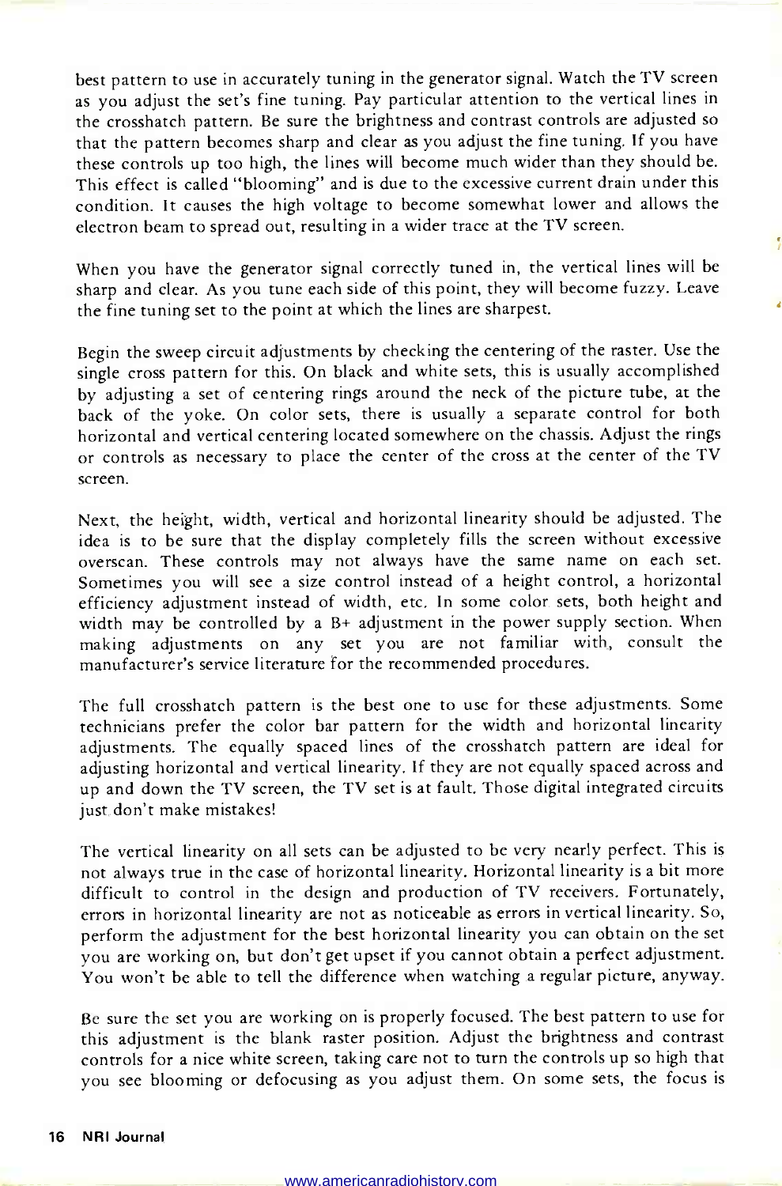best pattern to use in accurately tuning in the generator signal. Watch the TV screen as you adjust the set's fine tuning. Pay particular attention to the vertical lines in the crosshatch pattern. Be sure the brightness and contrast controls are adjusted so that the pattern becomes sharp and clear as you adjust the fine tuning. If you have these controls up too high, the lines will become much wider than they should be. This effect is called "blooming" and is due to the excessive current drain under this condition. It causes the high voltage to become somewhat lower and allows the electron beam to spread out, resulting in a wider trace at the TV screen.

When you have the generator signal correctly tuned in, the vertical lines will be sharp and clear. As you tune each side of this point, they will become fuzzy. Leave the fine tuning set to the point at which the lines are sharpest.

Begin the sweep circuit adjustments by checking the centering of the raster. Use the single cross pattern for this. On black and white sets, this is usually accomplished by adjusting a set of centering rings around the neck of the picture tube, at the back of the yoke. On color sets, there is usually a separate control for both horizontal and vertical centering located somewhere on the chassis. Adjust the rings or controls as necessary to place the center of the cross at the center of the TV screen.

Next, the height, width, vertical and horizontal linearity should be adjusted. The idea is to be sure that the display completely fills the screen without excessive overscan. These controls may not always have the same name on each set. Sometimes you will see a size control instead of a height control, a horizontal efficiency adjustment instead of width, etc. In some color sets, both height and width may be controlled by a B+ adjustment in the power supply section. When making adjustments on any set you are not familiar with, consult the manufacturer's service literature for the recommended procedures.

The full crosshatch pattern is the best one to use for these adjustments. Some technicians prefer the color bar pattern for the width and horizontal linearity adjustments. The equally spaced lines of the crosshatch pattern are ideal for adjusting horizontal and vertical linearity. If they are not equally spaced across and up and down the TV screen, the TV set is at fault. Those digital integrated circuits just don't make mistakes!

The vertical linearity on all sets can be adjusted to be very nearly perfect. This is not always true in the case of horizontal linearity. Horizontal linearity is a bit more difficult to control in the design and production of TV receivers. Fortunately, errors in horizontal linearity are not as noticeable as errors in vertical linearity. So, perform the adjustment for the best horizontal linearity you can obtain on the set you are working on, but don't get upset if you cannot obtain a perfect adjustment. You won't be able to tell the difference when watching a regular picture, anyway.

Be sure the set you are working on is properly focused. The best pattern to use for this adjustment is the blank raster position. Adjust the brightness and contrast controls for a nice white screen, taking care not to turn the controls up so high that you see blooming or defocusing as you adjust them. On some sets, the focus is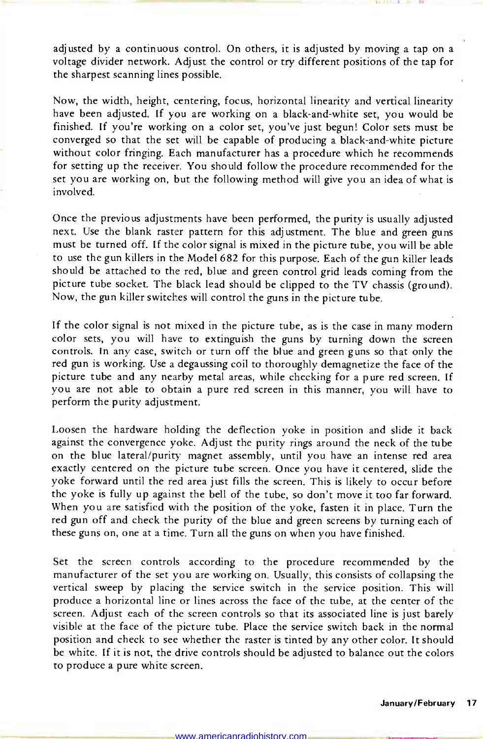adjusted by a continuous control. On others, it is adjusted by moving a tap on a voltage divider network. Adjust the control or try different positions of the tap for the sharpest scanning lines possible.

Now, the width, height, centering, focus, horizontal linearity and vertical linearity have been adjusted. If you are working on a black-and-white set, you would be finished. If you're working on a color set, you've just begun! Color sets must be converged so that the set will be capable of producing a black-and-white picture without color fringing. Each manufacturer has a procedure which he recommends for setting up the receiver. You should follow the procedure recommended for the set you are working on, but the following method will give you an idea of what is involved.

Once the previous adjustments have been performed, the purity is usually adjusted next. Use the blank raster pattern for this adjustment. The blue and green guns must be turned off. If the color signal is mixed in the picture tube, you will be able to use the gun killers in the Model 682 for this purpose. Each of the gun killer leads should be attached to the red, blue and green control grid leads coming from the picture tube socket. The black lead should be clipped to the TV chassis (ground). Now, the gun killer switches will control the guns in the picture tube.

If the color signal is not mixed in the picture tube, as is the case in many modern color sets, you will have to extinguish the guns by turning down the screen controls. In any case, switch or turn off the blue and green guns so that only the red gun is working. Use a degaussing coil to thoroughly demagnetize the face of the picture tube and any nearby metal areas, while checking for a pure red screen. If you are not able to obtain a pure red screen in this manner, you will have to perform the purity adjustment.

Loosen the hardware holding the deflection yoke in position and slide it back against the convergence yoke. Adjust the purity rings around the neck of the tube on the blue lateral/purity magnet assembly, until you have an intense red area exactly centered on the picture tube screen. Once you have it centered, slide the yoke forward until the red area just fills the screen. This is likely to occur before the yoke is fully up against the bell of the tube, so don't move it too far forward. When you are satisfied with the position of the yoke, fasten it in place. Turn the red gun off and check the purity of the blue and green screens by turning each of these guns on, one at a time. Turn all the guns on when you have finished.

Set the screen controls according to the procedure recommended by the manufacturer of the set you are working on. Usually, this consists of collapsing the vertical sweep by placing the service switch in the service position. This will produce a horizontal line or lines across the face of the tube, at the center of the screen. Adjust each of the screen controls so that its associated line is just barely visible at the face of the picture tube. Place the service switch back in the normal position and check to see whether the raster is tinted by any other color. It should be white. If it is not, the drive controls should be adjusted to balance out the colors to produce a pure white screen.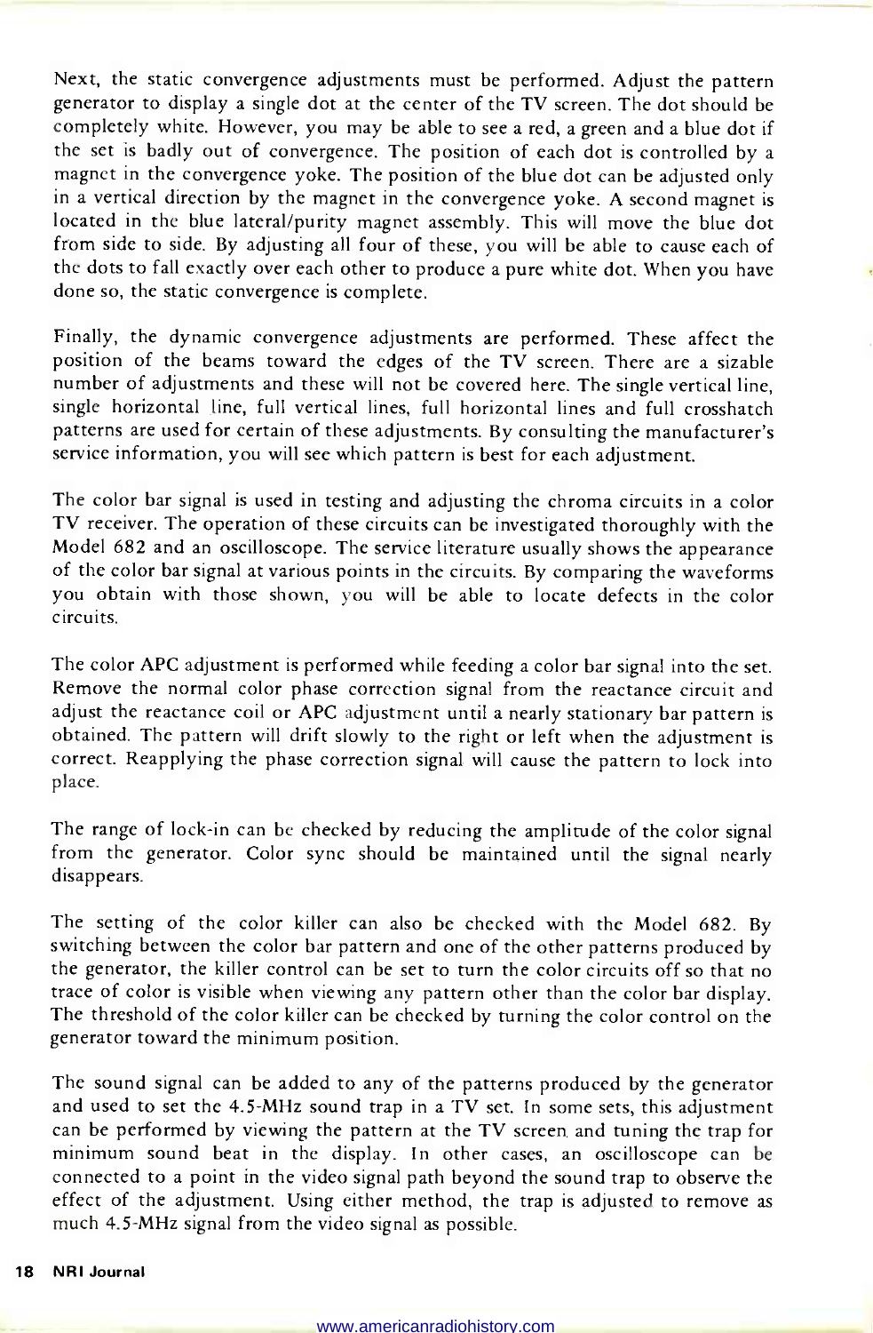Next, the static convergence adjustments must be performed. Adjust the pattern generator to display a single dot at the center of the TV screen. The dot should be completely white. However, you may be able to see a red, a green and a blue dot if the set is badly out of convergence. The position of each dot is controlled by a magnet in the convergence yoke. The position of the blue dot can be adjusted only in a vertical direction by the magnet in the convergence yoke. A second magnet is located in the blue lateral/purity magnet assembly. This will move the blue dot from side to side. By adjusting all four of these, you will be able to cause each of the dots to fall exactly over each other to produce a pure white dot. When you have done so, the static convergence is complete.

Finally, the dynamic convergence adjustments are performed. These affect the position of the beams toward the edges of the TV screen. There are a sizable number of adjustments and these will not be covered here. The single vertical line, single horizontal line, full vertical lines, full horizontal lines and full crosshatch patterns are used for certain of these adjustments. By consulting the manufacturer's service information, you will see which pattern is best for each adjustment.

The color bar signal is used in testing and adjusting the chroma circuits in a color TV receiver. The operation of these circuits can be investigated thoroughly with the Model 682 and an oscilloscope. The service literature usually shows the appearance of the color bar signal at various points in the circuits. By comparing the waveforms you obtain with those shown, you will be able to locate defects in the color circuits.

The color APC adjustment is performed while feeding a color bar signal into the set. Remove the normal color phase correction signal from the reactance circuit and adjust the reactance coil or APC adjustment until a nearly stationary bar pattern is obtained. The pattern will drift slowly to the right or left when the adjustment is correct. Reapplying the phase correction signal will cause the pattern to lock into place.

The range of lock-in can be checked by reducing the amplitude of the color signal from the generator. Color sync should be maintained until the signal nearly disappears.

The setting of the color killer can also be checked with the Model 682. By switching between the color bar pattern and one of the other patterns produced by the generator, the killer control can be set to turn the color circuits off so that no trace of color is visible when viewing any pattern other than the color bar display. The threshold of the color killer can be checked by turning the color control on the generator toward the minimum position.

The sound signal can be added to any of the patterns produced by the generator and used to set the 4.5-MHz sound trap in a TV set. In some sets, this adjustment can be performed by viewing the pattern at the TV screen and tuning the trap for minimum sound beat in the display. In other cases, an oscilloscope can be connected to a point in the video signal path beyond the sound trap to observe the effect of the adjustment. Using either method, the trap is adjusted to remove as much 4.5-MHz signal from the video signal as possible.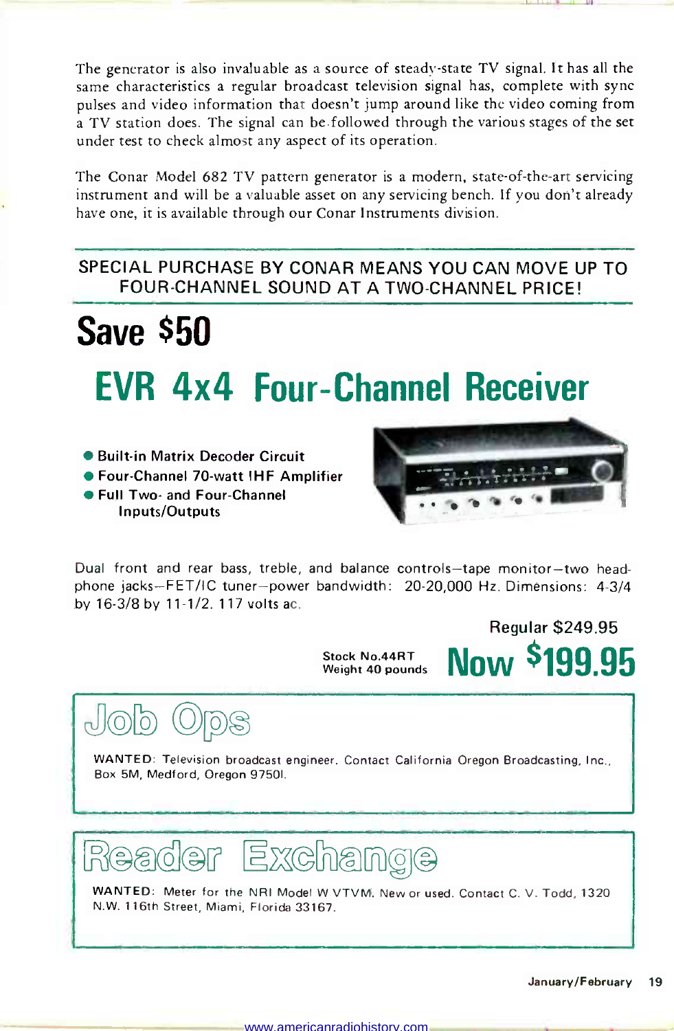The generator is also invaluable as a source of steady-state TV signal. It has all the same characteristics a regular broadcast television signal has, complete with sync pulses and video information that doesn't jump around like the video coming from a TV station does. The signal can be followed through the various stages of the set under test to check almost any aspect of its operation.

The Conar Model 682 TV pattern generator is a modern, state-of-the-art servicing instrument and will be a valuable asset on any servicing bench. If you don't already have one, it is available through our Conar Instruments division.

---

SPECIAL PURCHASE BY CONAR MEANS YOU CAN MOVE UP TO FOUR-CHANNEL SOUND AT A TWO-CHANNEL PRICE!

---

# Save $50

## EVR 4x4 Four-Channel Receiver

- **Built-in Matrix Decoder Circuit**
- **Four-Channel 70-watt IHF Amplifier**
- **Full Two- and Four-Channel Inputs/Outputs**

Dual front and rear bass, treble, and balance controls—tape monitor—two headphone jacks—FET/IC tuner—power bandwidth: 20-20,000 Hz. Dimensions: 4-3/4 by 16-3/8 by 11-1/2. 117 volts ac.

Regular $249.95

Stock No.44RT
Weight 40 pounds

**Now $199.95**

## Job Ops

WANTED: Television broadcast engineer. Contact California Oregon Broadcasting, Inc., Box 5M, Medford, Oregon 97501.

## Reader Exchange

WANTED: Meter for the NRI Model W VTVM. New or used. Contact C. V. Todd, 1320 N.W. 116th Street, Miami, Florida 33167.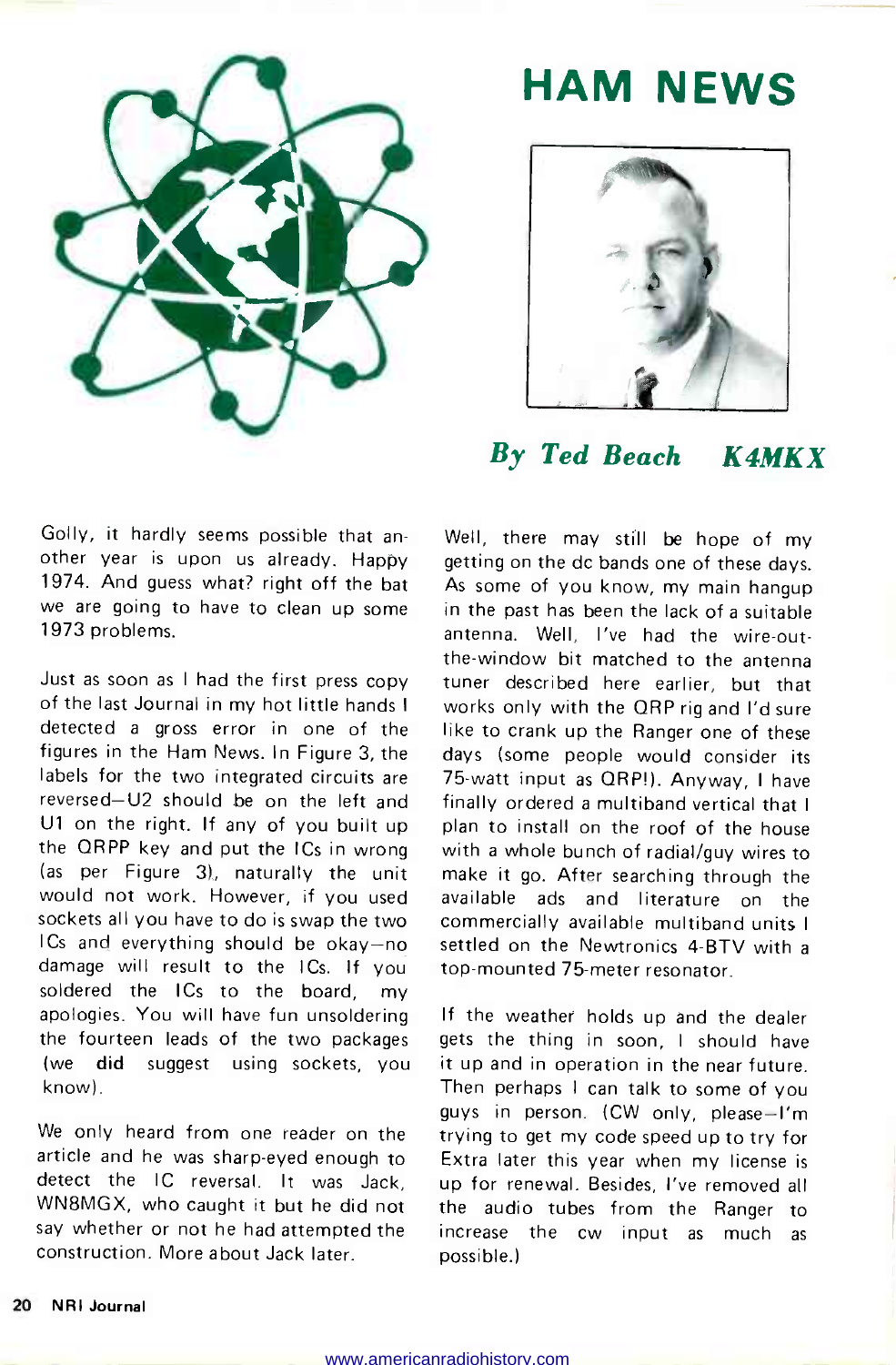# HAM NEWS

*By Ted Beach K4MKX*

Golly, it hardly seems possible that another year is upon us already. Happy 1974. And guess what? right off the bat we are going to have to clean up some 1973 problems.

Just as soon as I had the first press copy of the last Journal in my hot little hands I detected a gross error in one of the figures in the Ham News. In Figure 3, the labels for the two integrated circuits are reversed—U2 should be on the left and U1 on the right. If any of you built up the QRPP key and put the ICs in wrong (as per Figure 3), naturally the unit would not work. However, if you used sockets all you have to do is swap the two ICs and everything should be okay—no damage will result to the ICs. If you soldered the ICs to the board, my apologies. You will have fun unsoldering the fourteen leads of the two packages (we **did** suggest using sockets, you know).

We only heard from one reader on the article and he was sharp-eyed enough to detect the IC reversal. It was Jack, WN8MGX, who caught it but he did not say whether or not he had attempted the construction. More about Jack later.

Well, there may still be hope of my getting on the dc bands one of these days. As some of you know, my main hangup in the past has been the lack of a suitable antenna. Well, I've had the wire-out-the-window bit matched to the antenna tuner described here earlier, but that works only with the QRP rig and I'd sure like to crank up the Ranger one of these days (some people would consider its 75-watt input as QRP!). Anyway, I have finally ordered a multiband vertical that I plan to install on the roof of the house with a whole bunch of radial/guy wires to make it go. After searching through the available ads and literature on the commercially available multiband units I settled on the Newtronics 4-BTV with a top-mounted 75-meter resonator.

If the weather holds up and the dealer gets the thing in soon, I should have it up and in operation in the near future. Then perhaps I can talk to some of you guys in person. (CW only, please—I'm trying to get my code speed up to try for Extra later this year when my license is up for renewal. Besides, I've removed all the audio tubes from the Ranger to increase the cw input as much as possible.)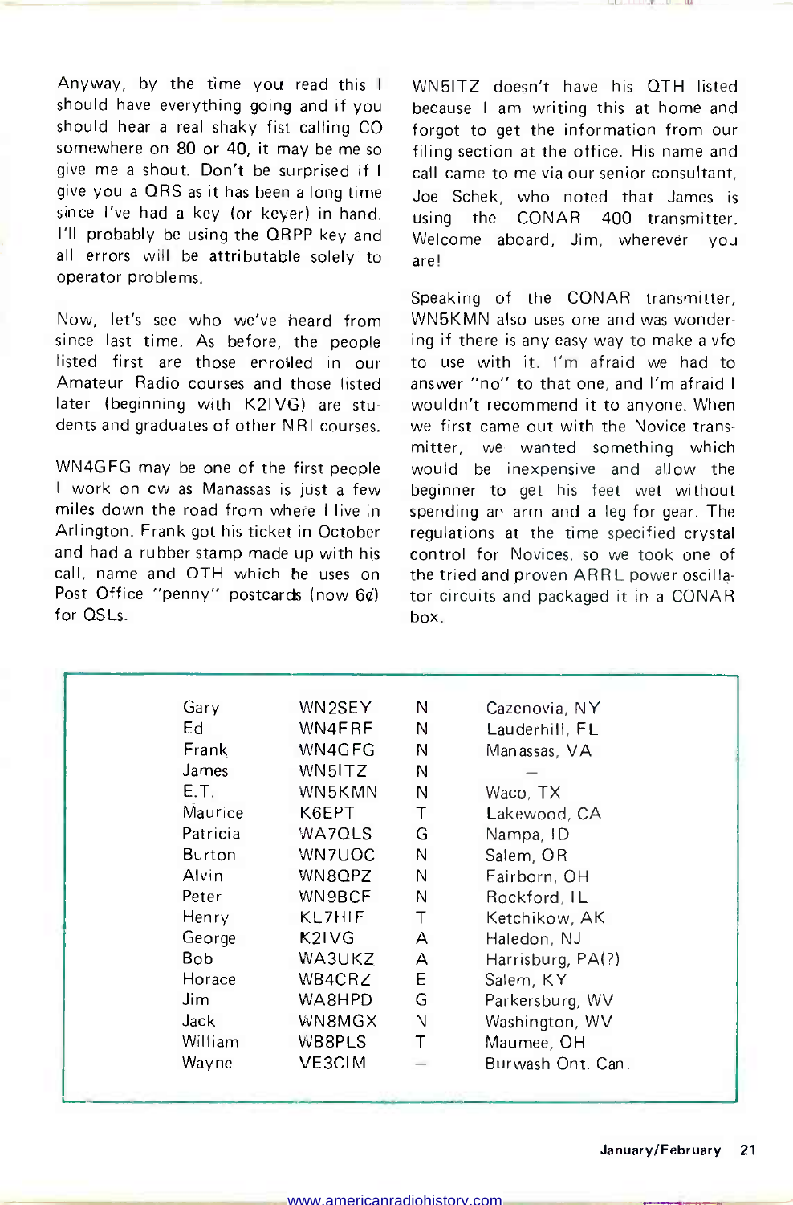Anyway, by the time you read this I should have everything going and if you should hear a real shaky fist calling CQ somewhere on 80 or 40, it may be me so give me a shout. Don't be surprised if I give you a QRS as it has been a long time since I've had a key (or keyer) in hand. I'll probably be using the QRPP key and all errors will be attributable solely to operator problems.

Now, let's see who we've heard from since last time. As before, the people listed first are those enrolled in our Amateur Radio courses and those listed later (beginning with K2IVG) are students and graduates of other NRI courses.

WN4GFG may be one of the first people I work on cw as Manassas is just a few miles down the road from where I live in Arlington. Frank got his ticket in October and had a rubber stamp made up with his call, name and QTH which he uses on Post Office "penny" postcards (now 6¢) for QSLs.

WN5ITZ doesn't have his QTH listed because I am writing this at home and forgot to get the information from our filing section at the office. His name and call came to me via our senior consultant, Joe Schek, who noted that James is using the CONAR 400 transmitter. Welcome aboard, Jim, wherever you are!

Speaking of the CONAR transmitter, WN5KMN also uses one and was wondering if there is any easy way to make a vfo to use with it. I'm afraid we had to answer "no" to that one, and I'm afraid I wouldn't recommend it to anyone. When we first came out with the Novice transmitter, we wanted something which would be inexpensive and allow the beginner to get his feet wet without spending an arm and a leg for gear. The regulations at the time specified crystal control for Novices, so we took one of the tried and proven ARRL power oscillator circuits and packaged it in a CONAR box.

| Name | Call | Class | QTH |
|---|---|---|---|
| Gary | WN2SEY | N | Cazenovia, NY |
| Ed | WN4FRF | N | Lauderhill, FL |
| Frank | WN4GFG | N | Manassas, VA |
| James | WN5ITZ | N | — |
| E.T. | WN5KMN | N | Waco, TX |
| Maurice | K6EPT | T | Lakewood, CA |
| Patricia | WA7QLS | G | Nampa, ID |
| Burton | WN7UOC | N | Salem, OR |
| Alvin | WN8QPZ | N | Fairborn, OH |
| Peter | WN9BCF | N | Rockford, IL |
| Henry | KL7HIF | T | Ketchikow, AK |
| George | K2IVG | A | Haledon, NJ |
| Bob | WA3UKZ | A | Harrisburg, PA(?) |
| Horace | WB4CRZ | E | Salem, KY |
| Jim | WA8HPD | G | Parkersburg, WV |
| Jack | WN8MGX | N | Washington, WV |
| William | WB8PLS | T | Maumee, OH |
| Wayne | VE3CIM | — | Burwash Ont. Can. |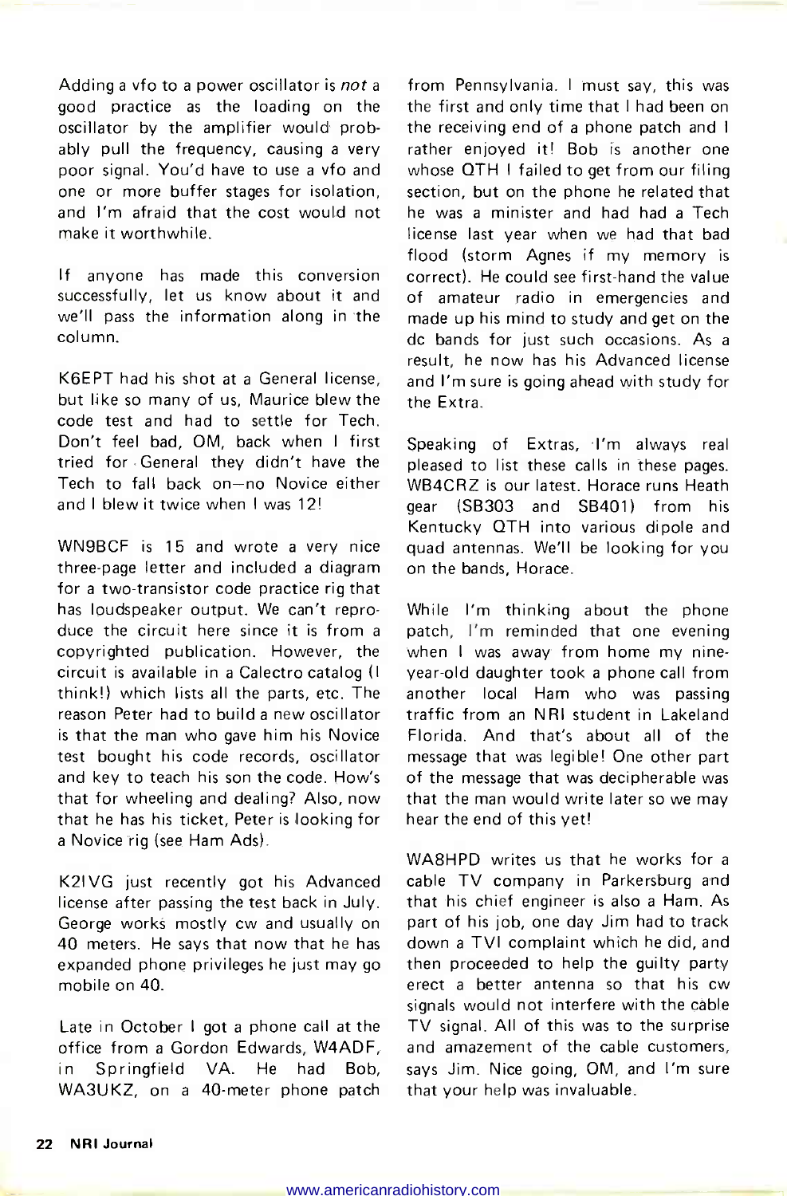Adding a vfo to a power oscillator is *not* a good practice as the loading on the oscillator by the amplifier would probably pull the frequency, causing a very poor signal. You'd have to use a vfo and one or more buffer stages for isolation, and I'm afraid that the cost would not make it worthwhile.

If anyone has made this conversion successfully, let us know about it and we'll pass the information along in the column.

K6EPT had his shot at a General license, but like so many of us, Maurice blew the code test and had to settle for Tech. Don't feel bad, OM, back when I first tried for General they didn't have the Tech to fall back on—no Novice either and I blew it twice when I was 12!

WN9BCF is 15 and wrote a very nice three-page letter and included a diagram for a two-transistor code practice rig that has loudspeaker output. We can't reproduce the circuit here since it is from a copyrighted publication. However, the circuit is available in a Calectro catalog (I think!) which lists all the parts, etc. The reason Peter had to build a new oscillator is that the man who gave him his Novice test bought his code records, oscillator and key to teach his son the code. How's that for wheeling and dealing? Also, now that he has his ticket, Peter is looking for a Novice rig (see Ham Ads).

K2IVG just recently got his Advanced license after passing the test back in July. George works mostly cw and usually on 40 meters. He says that now that he has expanded phone privileges he just may go mobile on 40.

Late in October I got a phone call at the office from a Gordon Edwards, W4ADF, in Springfield VA. He had Bob, WA3UKZ, on a 40-meter phone patch from Pennsylvania. I must say, this was the first and only time that I had been on the receiving end of a phone patch and I rather enjoyed it! Bob is another one whose QTH I failed to get from our filing section, but on the phone he related that he was a minister and had had a Tech license last year when we had that bad flood (storm Agnes if my memory is correct). He could see first-hand the value of amateur radio in emergencies and made up his mind to study and get on the dc bands for just such occasions. As a result, he now has his Advanced license and I'm sure is going ahead with study for the Extra.

Speaking of Extras, I'm always real pleased to list these calls in these pages. WB4CRZ is our latest. Horace runs Heath gear (SB303 and SB401) from his Kentucky QTH into various dipole and quad antennas. We'll be looking for you on the bands, Horace.

While I'm thinking about the phone patch, I'm reminded that one evening when I was away from home my nine-year-old daughter took a phone call from another local Ham who was passing traffic from an NRI student in Lakeland Florida. And that's about all of the message that was legible! One other part of the message that was decipherable was that the man would write later so we may hear the end of this yet!

WA8HPD writes us that he works for a cable TV company in Parkersburg and that his chief engineer is also a Ham. As part of his job, one day Jim had to track down a TVI complaint which he did, and then proceeded to help the guilty party erect a better antenna so that his cw signals would not interfere with the cable TV signal. All of this was to the surprise and amazement of the cable customers, says Jim. Nice going, OM, and I'm sure that your help was invaluable.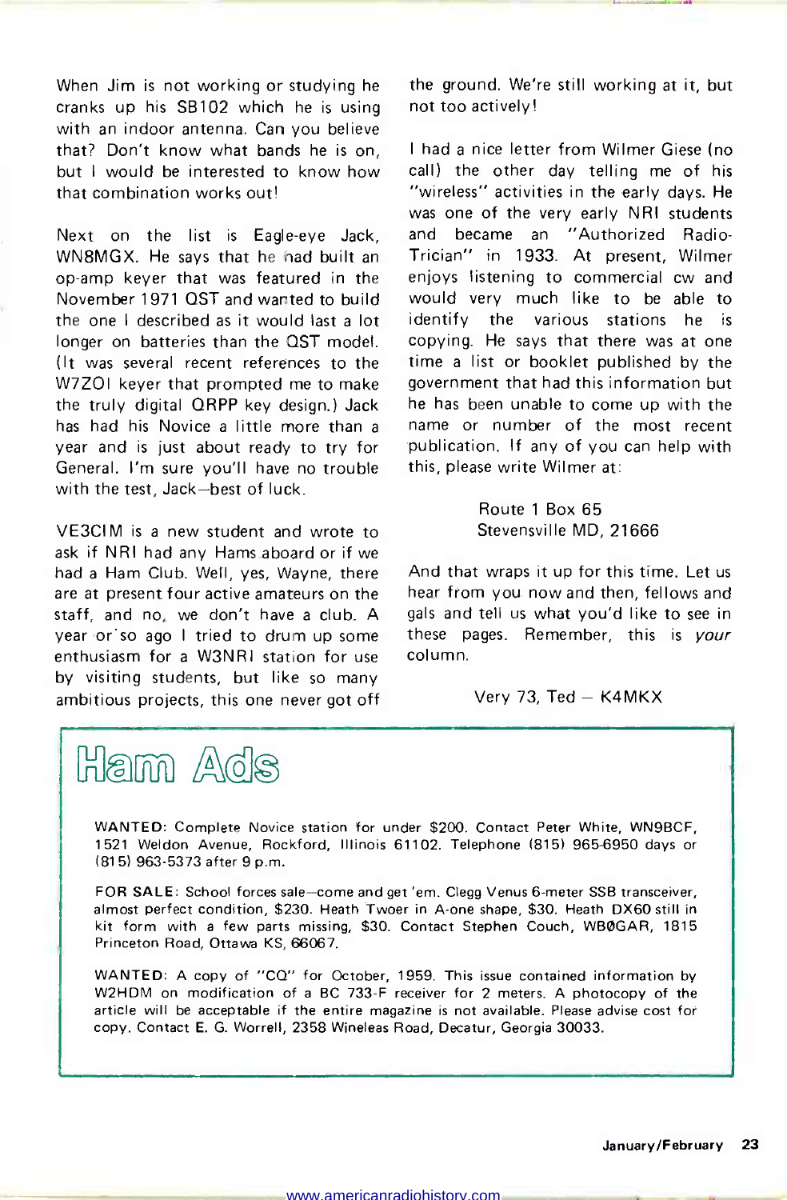When Jim is not working or studying he cranks up his SB102 which he is using with an indoor antenna. Can you believe that? Don't know what bands he is on, but I would be interested to know how that combination works out!

Next on the list is Eagle-eye Jack, WN8MGX. He says that he had built an op-amp keyer that was featured in the November 1971 QST and wanted to build the one I described as it would last a lot longer on batteries than the QST model. (It was several recent references to the W7ZOI keyer that prompted me to make the truly digital QRPP key design.) Jack has had his Novice a little more than a year and is just about ready to try for General. I'm sure you'll have no trouble with the test, Jack—best of luck.

VE3CIM is a new student and wrote to ask if NRI had any Hams aboard or if we had a Ham Club. Well, yes, Wayne, there are at present four active amateurs on the staff, and no, we don't have a club. A year or so ago I tried to drum up some enthusiasm for a W3NRI station for use by visiting students, but like so many ambitious projects, this one never got off the ground. We're still working at it, but not too actively!

I had a nice letter from Wilmer Giese (no call) the other day telling me of his "wireless" activities in the early days. He was one of the very early NRI students and became an "Authorized Radio-Trician" in 1933. At present, Wilmer enjoys listening to commercial cw and would very much like to be able to identify the various stations he is copying. He says that there was at one time a list or booklet published by the government that had this information but he has been unable to come up with the name or number of the most recent publication. If any of you can help with this, please write Wilmer at:

Route 1 Box 65
Stevensville MD, 21666

And that wraps it up for this time. Let us hear from you now and then, fellows and gals and tell us what you'd like to see in these pages. Remember, this is *your* column.

Very 73, Ted — K4MKX

## Ham Ads

WANTED: Complete Novice station for under $200. Contact Peter White, WN9BCF, 1521 Weldon Avenue, Rockford, Illinois 61102. Telephone (815) 965-6950 days or (815) 963-5373 after 9 p.m.

FOR SALE: School forces sale—come and get 'em. Clegg Venus 6-meter SSB transceiver, almost perfect condition, $230. Heath Twoer in A-one shape, $30. Heath DX60 still in kit form with a few parts missing, $30. Contact Stephen Couch, WBØGAR, 1815 Princeton Road, Ottawa KS, 66067.

WANTED: A copy of "CQ" for October, 1959. This issue contained information by W2HDM on modification of a BC 733-F receiver for 2 meters. A photocopy of the article will be acceptable if the entire magazine is not available. Please advise cost for copy. Contact E. G. Worrell, 2358 Wineleas Road, Decatur, Georgia 30033.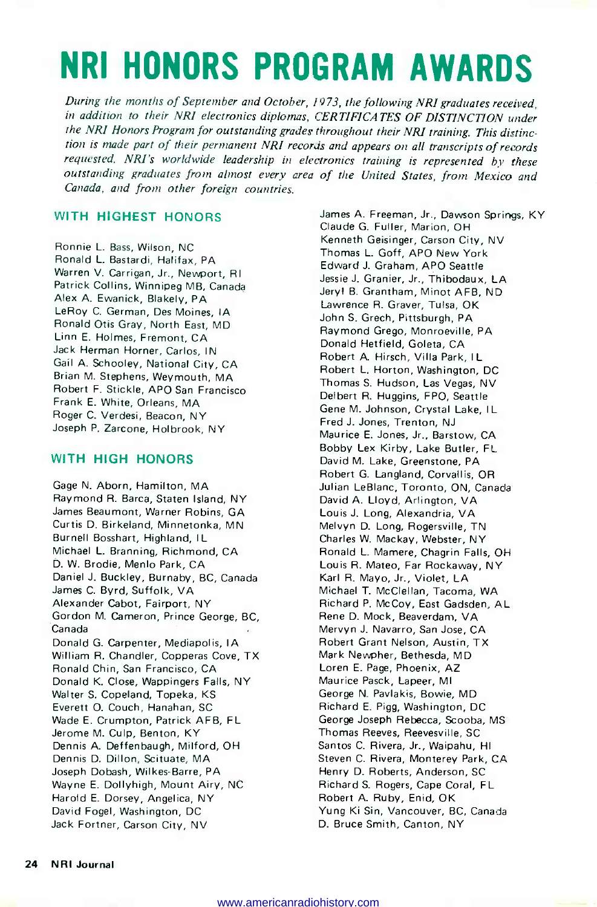# NRI HONORS PROGRAM AWARDS

*During the months of September and October, 1973, the following NRI graduates received, in addition to their NRI electronics diplomas, CERTIFICATES OF DISTINCTION under the NRI Honors Program for outstanding grades throughout their NRI training. This distinction is made part of their permanent NRI records and appears on all transcripts of records requested. NRI's worldwide leadership in electronics training is represented by these outstanding graduates from almost every area of the United States, from Mexico and Canada, and from other foreign countries.*

## WITH HIGHEST HONORS

Ronnie L. Bass, Wilson, NC
Ronald L. Bastardi, Halifax, PA
Warren V. Carrigan, Jr., Newport, RI
Patrick Collins, Winnipeg MB, Canada
Alex A. Ewanick, Blakely, PA
LeRoy C. German, Des Moines, IA
Ronald Otis Gray, North East, MD
Linn E. Holmes, Fremont, CA
Jack Herman Horner, Carlos, IN
Gail A. Schooley, National City, CA
Brian M. Stephens, Weymouth, MA
Robert F. Stickle, APO San Francisco
Frank E. White, Orleans, MA
Roger C. Verdesi, Beacon, NY
Joseph P. Zarcone, Holbrook, NY

## WITH HIGH HONORS

Gage N. Aborn, Hamilton, MA
Raymond R. Barca, Staten Island, NY
James Beaumont, Warner Robins, GA
Curtis D. Birkeland, Minnetonka, MN
Burnell Bosshart, Highland, IL
Michael L. Branning, Richmond, CA
D. W. Brodie, Menlo Park, CA
Daniel J. Buckley, Burnaby, BC, Canada
James C. Byrd, Suffolk, VA
Alexander Cabot, Fairport, NY
Gordon M. Cameron, Prince George, BC, Canada
Donald G. Carpenter, Mediapolis, IA
William R. Chandler, Copperas Cove, TX
Ronald Chin, San Francisco, CA
Donald K. Close, Wappingers Falls, NY
Walter S. Copeland, Topeka, KS
Everett O. Couch, Hanahan, SC
Wade E. Crumpton, Patrick AFB, FL
Jerome M. Culp, Benton, KY
Dennis A. Deffenbaugh, Milford, OH
Dennis D. Dillon, Scituate, MA
Joseph Dobash, Wilkes-Barre, PA
Wayne E. Dollyhigh, Mount Airy, NC
Harold E. Dorsey, Angelica, NY
David Fogel, Washington, DC
Jack Fortner, Carson City, NV
James A. Freeman, Jr., Dawson Springs, KY
Claude G. Fuller, Marion, OH
Kenneth Geisinger, Carson City, NV
Thomas L. Goff, APO New York
Edward J. Graham, APO Seattle
Jessie J. Granier, Jr., Thibodaux, LA
Jeryl B. Grantham, Minot AFB, ND
Lawrence R. Graver, Tulsa, OK
John S. Grech, Pittsburgh, PA
Raymond Grego, Monroeville, PA
Donald Hetfield, Goleta, CA
Robert A. Hirsch, Villa Park, IL
Robert L. Horton, Washington, DC
Thomas S. Hudson, Las Vegas, NV
Delbert R. Huggins, FPO, Seattle
Gene M. Johnson, Crystal Lake, IL
Fred J. Jones, Trenton, NJ
Maurice E. Jones, Jr., Barstow, CA
Bobby Lex Kirby, Lake Butler, FL
David M. Lake, Greenstone, PA
Robert G. Langland, Corvallis, OR
Julian LeBlanc, Toronto, ON, Canada
David A. Lloyd, Arlington, VA
Louis J. Long, Alexandria, VA
Melvyn D. Long, Rogersville, TN
Charles W. Mackay, Webster, NY
Ronald L. Mamere, Chagrin Falls, OH
Louis R. Mateo, Far Rockaway, NY
Karl R. Mayo, Jr., Violet, LA
Michael T. McClellan, Tacoma, WA
Richard P. McCoy, East Gadsden, AL
Rene D. Mock, Beaverdam, VA
Mervyn J. Navarro, San Jose, CA
Robert Grant Nelson, Austin, TX
Mark Newpher, Bethesda, MD
Loren E. Page, Phoenix, AZ
Maurice Pasck, Lapeer, MI
George N. Pavlakis, Bowie, MD
Richard E. Pigg, Washington, DC
George Joseph Rebecca, Scooba, MS
Thomas Reeves, Reevesville, SC
Santos C. Rivera, Jr., Waipahu, HI
Steven C. Rivera, Monterey Park, CA
Henry D. Roberts, Anderson, SC
Richard S. Rogers, Cape Coral, FL
Robert A. Ruby, Enid, OK
Yung Ki Sin, Vancouver, BC, Canada
D. Bruce Smith, Canton, NY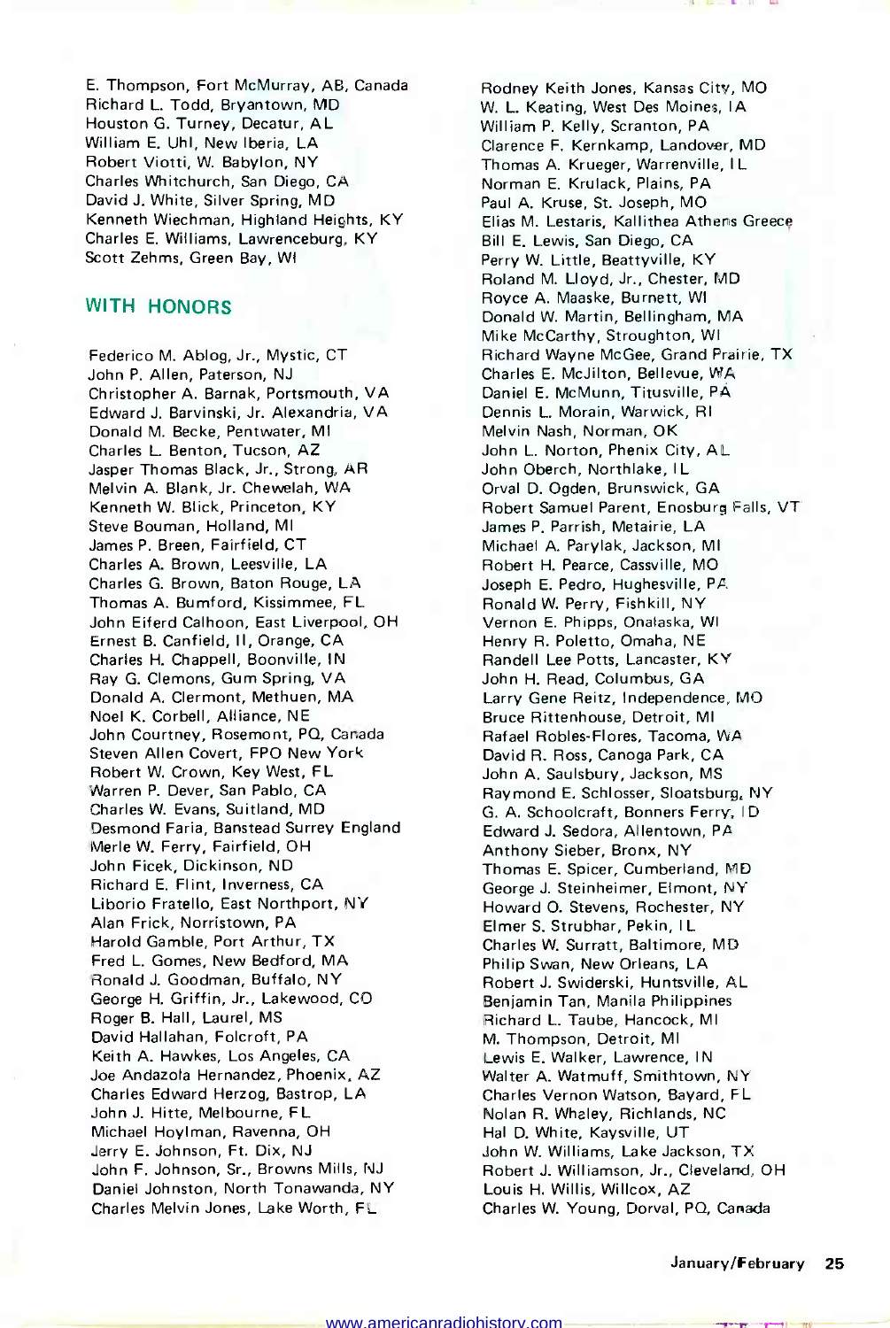E. Thompson, Fort McMurray, AB, Canada
Richard L. Todd, Bryantown, MD
Houston G. Turney, Decatur, AL
William E. Uhl, New Iberia, LA
Robert Viotti, W. Babylon, NY
Charles Whitchurch, San Diego, CA
David J. White, Silver Spring, MD
Kenneth Wiechman, Highland Heights, KY
Charles E. Williams, Lawrenceburg, KY
Scott Zehms, Green Bay, WI

## WITH HONORS

Federico M. Ablog, Jr., Mystic, CT
John P. Allen, Paterson, NJ
Christopher A. Barnak, Portsmouth, VA
Edward J. Barvinski, Jr. Alexandria, VA
Donald M. Becke, Pentwater, MI
Charles L. Benton, Tucson, AZ
Jasper Thomas Black, Jr., Strong, AR
Melvin A. Blank, Jr. Chewelah, WA
Kenneth W. Blick, Princeton, KY
Steve Bouman, Holland, MI
James P. Breen, Fairfield, CT
Charles A. Brown, Leesville, LA
Charles G. Brown, Baton Rouge, LA
Thomas A. Bumford, Kissimmee, FL
John Eiferd Calhoon, East Liverpool, OH
Ernest B. Canfield, II, Orange, CA
Charles H. Chappell, Boonville, IN
Ray G. Clemons, Gum Spring, VA
Donald A. Clermont, Methuen, MA
Noel K. Corbell, Alliance, NE
John Courtney, Rosemont, PQ, Canada
Steven Allen Covert, FPO New York
Robert W. Crown, Key West, FL
Warren P. Dever, San Pablo, CA
Charles W. Evans, Suitland, MD
Desmond Faria, Banstead Surrey England
Merle W. Ferry, Fairfield, OH
John Ficek, Dickinson, ND
Richard E. Flint, Inverness, CA
Liborio Fratello, East Northport, NY
Alan Frick, Norristown, PA
Harold Gamble, Port Arthur, TX
Fred L. Gomes, New Bedford, MA
Ronald J. Goodman, Buffalo, NY
George H. Griffin, Jr., Lakewood, CO
Roger B. Hall, Laurel, MS
David Hallahan, Folcroft, PA
Keith A. Hawkes, Los Angeles, CA
Joe Andazola Hernandez, Phoenix, AZ
Charles Edward Herzog, Bastrop, LA
John J. Hitte, Melbourne, FL
Michael Hoylman, Ravenna, OH
Jerry E. Johnson, Ft. Dix, NJ
John F. Johnson, Sr., Browns Mills, NJ
Daniel Johnston, North Tonawanda, NY
Charles Melvin Jones, Lake Worth, FL
Rodney Keith Jones, Kansas City, MO
W. L. Keating, West Des Moines, IA
William P. Kelly, Scranton, PA
Clarence F. Kernkamp, Landover, MD
Thomas A. Krueger, Warrenville, IL
Norman E. Krulack, Plains, PA
Paul A. Kruse, St. Joseph, MO
Elias M. Lestaris, Kallithea Athens Greece
Bill E. Lewis, San Diego, CA
Perry W. Little, Beattyville, KY
Roland M. Lloyd, Jr., Chester, MD
Royce A. Maaske, Burnett, WI
Donald W. Martin, Bellingham, MA
Mike McCarthy, Stroughton, WI
Richard Wayne McGee, Grand Prairie, TX
Charles E. McJilton, Bellevue, WA
Daniel E. McMunn, Titusville, PA
Dennis L. Morain, Warwick, RI
Melvin Nash, Norman, OK
John L. Norton, Phenix City, AL
John Oberch, Northlake, IL
Orval D. Ogden, Brunswick, GA
Robert Samuel Parent, Enosburg Falls, VT
James P. Parrish, Metairie, LA
Michael A. Parylak, Jackson, MI
Robert H. Pearce, Cassville, MO
Joseph E. Pedro, Hughesville, PA
Ronald W. Perry, Fishkill, NY
Vernon E. Phipps, Onalaska, WI
Henry R. Poletto, Omaha, NE
Randell Lee Potts, Lancaster, KY
John H. Read, Columbus, GA
Larry Gene Reitz, Independence, MO
Bruce Rittenhouse, Detroit, MI
Rafael Robles-Flores, Tacoma, WA
David R. Ross, Canoga Park, CA
John A. Saulsbury, Jackson, MS
Raymond E. Schlosser, Sloatsburg, NY
G. A. Schoolcraft, Bonners Ferry, ID
Edward J. Sedora, Allentown, PA
Anthony Sieber, Bronx, NY
Thomas E. Spicer, Cumberland, MD
George J. Steinheimer, Elmont, NY
Howard O. Stevens, Rochester, NY
Elmer S. Strubhar, Pekin, IL
Charles W. Surratt, Baltimore, MD
Philip Swan, New Orleans, LA
Robert J. Swiderski, Huntsville, AL
Benjamin Tan, Manila Philippines
Richard L. Taube, Hancock, MI
M. Thompson, Detroit, MI
Lewis E. Walker, Lawrence, IN
Walter A. Watmuff, Smithtown, NY
Charles Vernon Watson, Bayard, FL
Nolan R. Whaley, Richlands, NC
Hal D. White, Kaysville, UT
John W. Williams, Lake Jackson, TX
Robert J. Williamson, Jr., Cleveland, OH
Louis H. Willis, Willcox, AZ
Charles W. Young, Dorval, PQ, Canada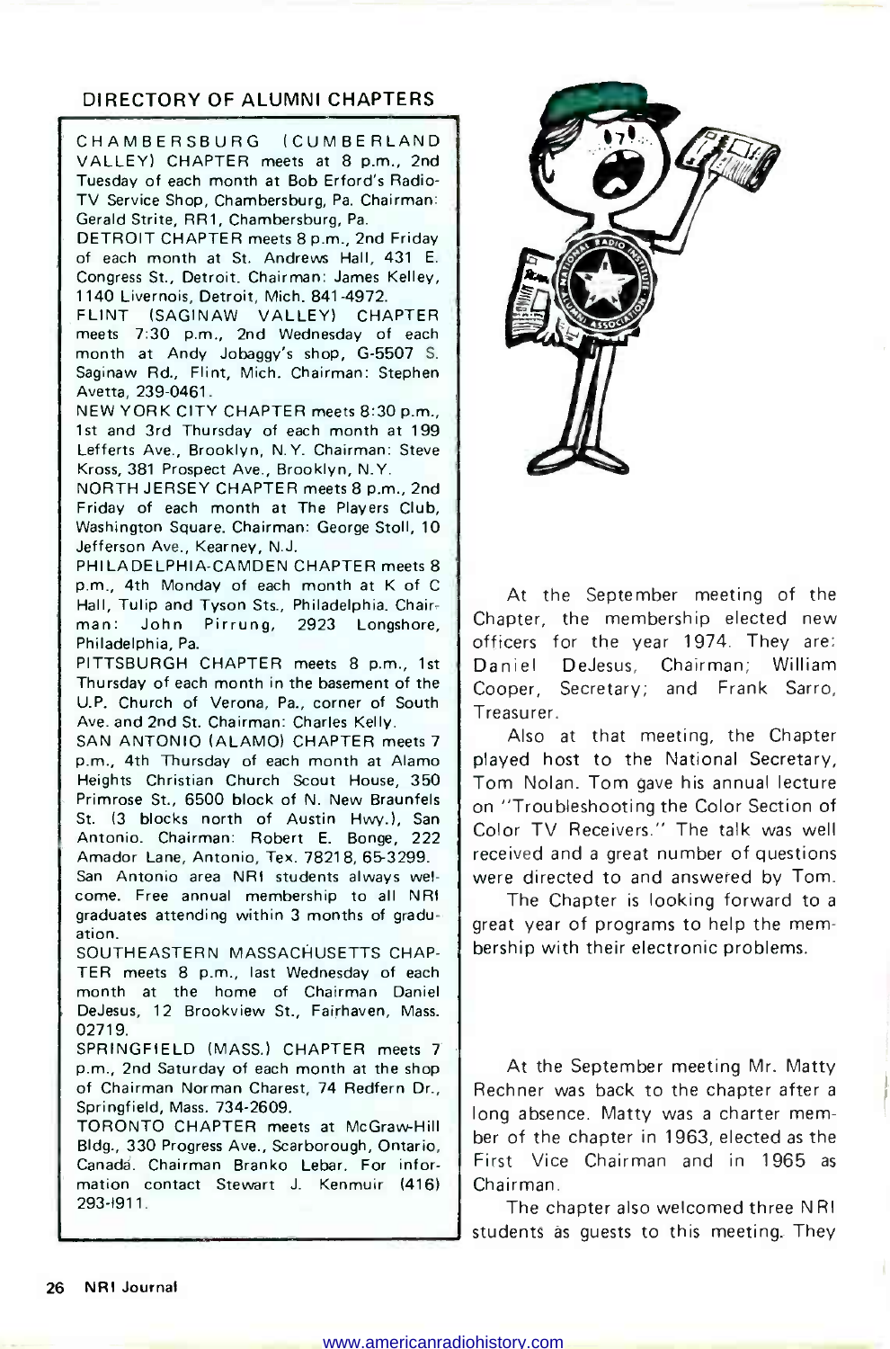## DIRECTORY OF ALUMNI CHAPTERS

CHAMBERSBURG (CUMBERLAND VALLEY) CHAPTER meets at 8 p.m., 2nd Tuesday of each month at Bob Erford's Radio-TV Service Shop, Chambersburg, Pa. Chairman: Gerald Strite, RR1, Chambersburg, Pa.

DETROIT CHAPTER meets 8 p.m., 2nd Friday of each month at St. Andrews Hall, 431 E. Congress St., Detroit. Chairman: James Kelley, 1140 Livernois, Detroit, Mich. 841-4972.

FLINT (SAGINAW VALLEY) CHAPTER meets 7:30 p.m., 2nd Wednesday of each month at Andy Jobaggy's shop, G-5507 S. Saginaw Rd., Flint, Mich. Chairman: Stephen Avetta, 239-0461.

NEW YORK CITY CHAPTER meets 8:30 p.m., 1st and 3rd Thursday of each month at 199 Lefferts Ave., Brooklyn, N.Y. Chairman: Steve Kross, 381 Prospect Ave., Brooklyn, N.Y.

NORTH JERSEY CHAPTER meets 8 p.m., 2nd Friday of each month at The Players Club, Washington Square. Chairman: George Stoll, 10 Jefferson Ave., Kearney, N.J.

PHILADELPHIA-CAMDEN CHAPTER meets 8 p.m., 4th Monday of each month at K of C Hall, Tulip and Tyson Sts., Philadelphia. Chairman: John Pirrung, 2923 Longshore, Philadelphia, Pa.

PITTSBURGH CHAPTER meets 8 p.m., 1st Thursday of each month in the basement of the U.P. Church of Verona, Pa., corner of South Ave. and 2nd St. Chairman: Charles Kelly.

SAN ANTONIO (ALAMO) CHAPTER meets 7 p.m., 4th Thursday of each month at Alamo Heights Christian Church Scout House, 350 Primrose St., 6500 block of N. New Braunfels St. (3 blocks north of Austin Hwy.), San Antonio. Chairman: Robert E. Bonge, 222 Amador Lane, Antonio, Tex. 78218, 65-3299. San Antonio area NRI students always welcome. Free annual membership to all NRI graduates attending within 3 months of graduation.

SOUTHEASTERN MASSACHUSETTS CHAPTER meets 8 p.m., last Wednesday of each month at the home of Chairman Daniel DeJesus, 12 Brookview St., Fairhaven, Mass. 02719.

SPRINGFIELD (MASS.) CHAPTER meets 7 p.m., 2nd Saturday of each month at the shop of Chairman Norman Charest, 74 Redfern Dr., Springfield, Mass. 734-2609.

TORONTO CHAPTER meets at McGraw-Hill Bldg., 330 Progress Ave., Scarborough, Ontario, Canada. Chairman Branko Lebar. For information contact Stewart J. Kenmuir (416) 293-1911.

At the September meeting of the Chapter, the membership elected new officers for the year 1974. They are: Daniel DeJesus, Chairman; William Cooper, Secretary; and Frank Sarro, Treasurer.

Also at that meeting, the Chapter played host to the National Secretary, Tom Nolan. Tom gave his annual lecture on "Troubleshooting the Color Section of Color TV Receivers." The talk was well received and a great number of questions were directed to and answered by Tom.

The Chapter is looking forward to a great year of programs to help the membership with their electronic problems.

At the September meeting Mr. Matty Rechner was back to the chapter after a long absence. Matty was a charter member of the chapter in 1963, elected as the First Vice Chairman and in 1965 as Chairman.

The chapter also welcomed three NRI students as guests to this meeting. They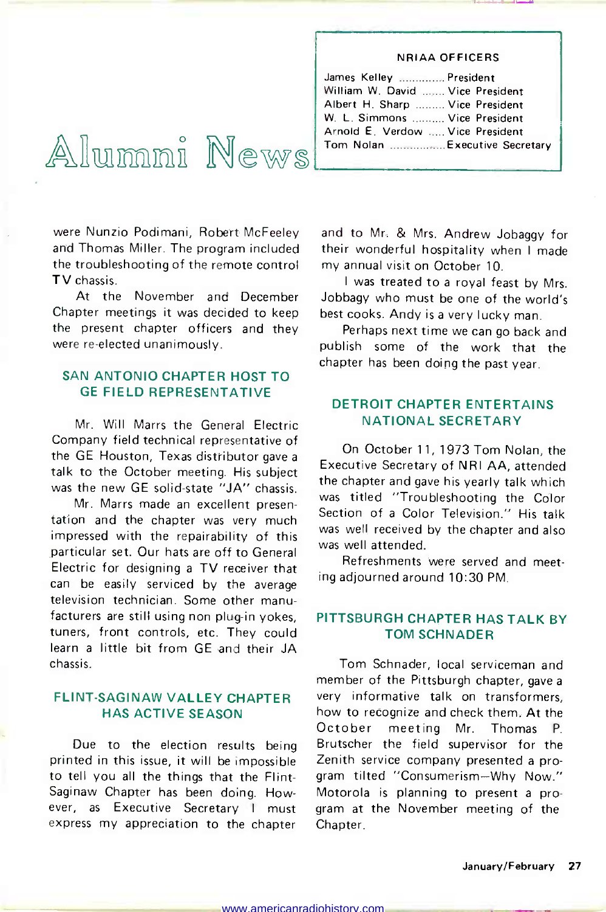# Alumni News

**NRIAA OFFICERS**

James Kelley ............. President
William W. David ....... Vice President
Albert H. Sharp ......... Vice President
W. L. Simmons .......... Vice President
Arnold E. Verdow ..... Vice President
Tom Nolan ................ Executive Secretary

were Nunzio Podimani, Robert McFeeley and Thomas Miller. The program included the troubleshooting of the remote control TV chassis.

At the November and December Chapter meetings it was decided to keep the present chapter officers and they were re-elected unanimously.

## SAN ANTONIO CHAPTER HOST TO GE FIELD REPRESENTATIVE

Mr. Will Marrs the General Electric Company field technical representative of the GE Houston, Texas distributor gave a talk to the October meeting. His subject was the new GE solid-state "JA" chassis.

Mr. Marrs made an excellent presentation and the chapter was very much impressed with the repairability of this particular set. Our hats are off to General Electric for designing a TV receiver that can be easily serviced by the average television technician. Some other manufacturers are still using non plug-in yokes, tuners, front controls, etc. They could learn a little bit from GE and their JA chassis.

## FLINT-SAGINAW VALLEY CHAPTER HAS ACTIVE SEASON

Due to the election results being printed in this issue, it will be impossible to tell you all the things that the Flint-Saginaw Chapter has been doing. However, as Executive Secretary I must express my appreciation to the chapter and to Mr. & Mrs. Andrew Jobaggy for their wonderful hospitality when I made my annual visit on October 10.

I was treated to a royal feast by Mrs. Jobbagy who must be one of the world's best cooks. Andy is a very lucky man.

Perhaps next time we can go back and publish some of the work that the chapter has been doing the past year.

## DETROIT CHAPTER ENTERTAINS NATIONAL SECRETARY

On October 11, 1973 Tom Nolan, the Executive Secretary of NRI AA, attended the chapter and gave his yearly talk which was titled "Troubleshooting the Color Section of a Color Television." His talk was well received by the chapter and also was well attended.

Refreshments were served and meeting adjourned around 10:30 PM.

## PITTSBURGH CHAPTER HAS TALK BY TOM SCHNADER

Tom Schnader, local serviceman and member of the Pittsburgh chapter, gave a very informative talk on transformers, how to recognize and check them. At the October meeting Mr. Thomas P. Brutscher the field supervisor for the Zenith service company presented a program tilted "Consumerism—Why Now." Motorola is planning to present a program at the November meeting of the Chapter.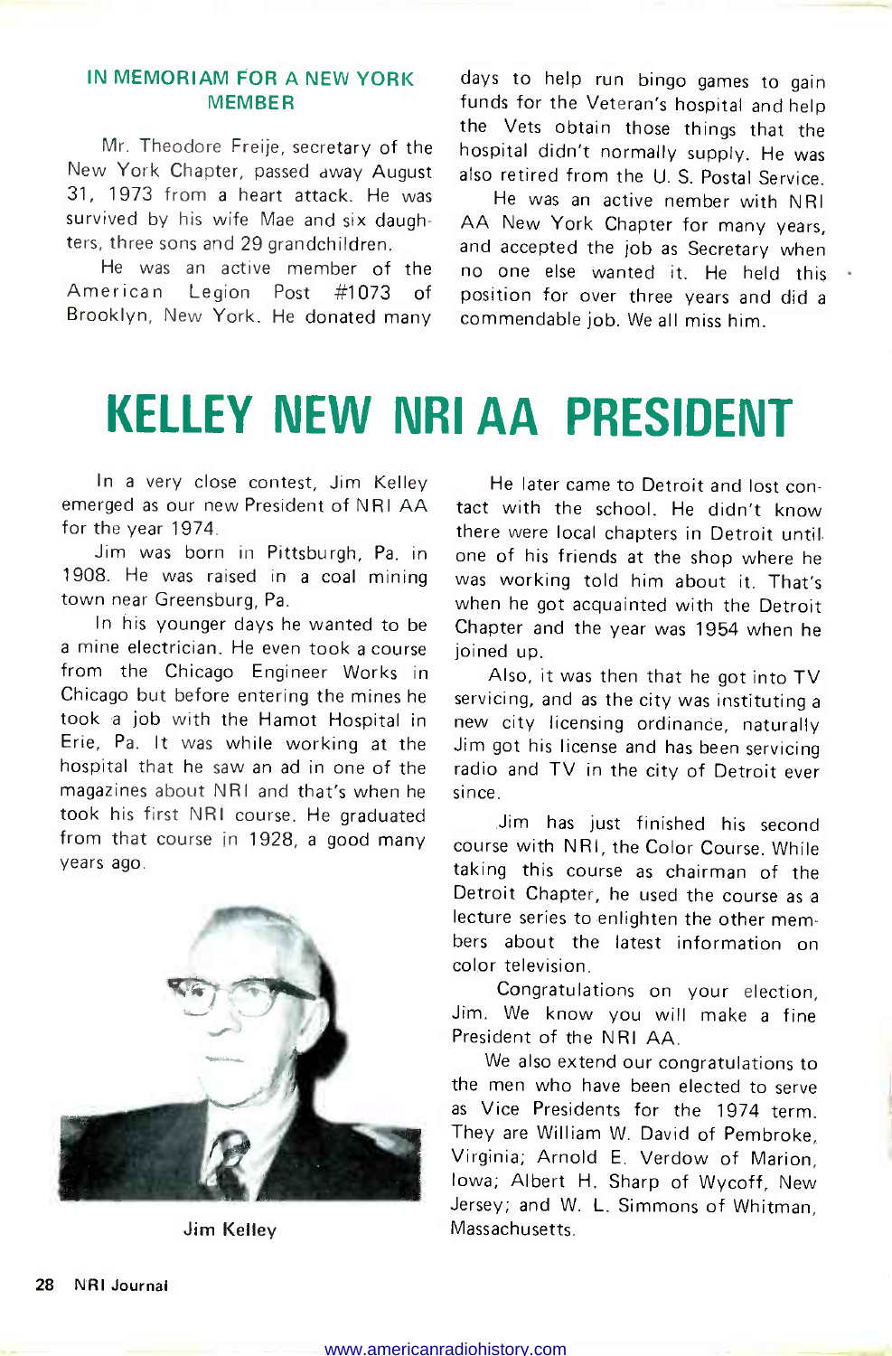## IN MEMORIAM FOR A NEW YORK MEMBER

Mr. Theodore Freije, secretary of the New York Chapter, passed away August 31, 1973 from a heart attack. He was survived by his wife Mae and six daughters, three sons and 29 grandchildren.

He was an active member of the American Legion Post #1073 of Brooklyn, New York. He donated many days to help run bingo games to gain funds for the Veteran's hospital and help the Vets obtain those things that the hospital didn't normally supply. He was also retired from the U. S. Postal Service.

He was an active nember with NRI AA New York Chapter for many years, and accepted the job as Secretary when no one else wanted it. He held this position for over three years and did a commendable job. We all miss him.

# KELLEY NEW NRI AA PRESIDENT

In a very close contest, Jim Kelley emerged as our new President of NRI AA for the year 1974.

Jim was born in Pittsburgh, Pa. in 1908. He was raised in a coal mining town near Greensburg, Pa.

In his younger days he wanted to be a mine electrician. He even took a course from the Chicago Engineer Works in Chicago but before entering the mines he took a job with the Hamot Hospital in Erie, Pa. It was while working at the hospital that he saw an ad in one of the magazines about NRI and that's when he took his first NRI course. He graduated from that course in 1928, a good many years ago.

Jim Kelley

He later came to Detroit and lost contact with the school. He didn't know there were local chapters in Detroit until one of his friends at the shop where he was working told him about it. That's when he got acquainted with the Detroit Chapter and the year was 1954 when he joined up.

Also, it was then that he got into TV servicing, and as the city was instituting a new city licensing ordinance, naturally Jim got his license and has been servicing radio and TV in the city of Detroit ever since.

Jim has just finished his second course with NRI, the Color Course. While taking this course as chairman of the Detroit Chapter, he used the course as a lecture series to enlighten the other members about the latest information on color television.

Congratulations on your election, Jim. We know you will make a fine President of the NRI AA.

We also extend our congratulations to the men who have been elected to serve as Vice Presidents for the 1974 term. They are William W. David of Pembroke, Virginia; Arnold E. Verdow of Marion, Iowa; Albert H. Sharp of Wycoff, New Jersey; and W. L. Simmons of Whitman, Massachusetts.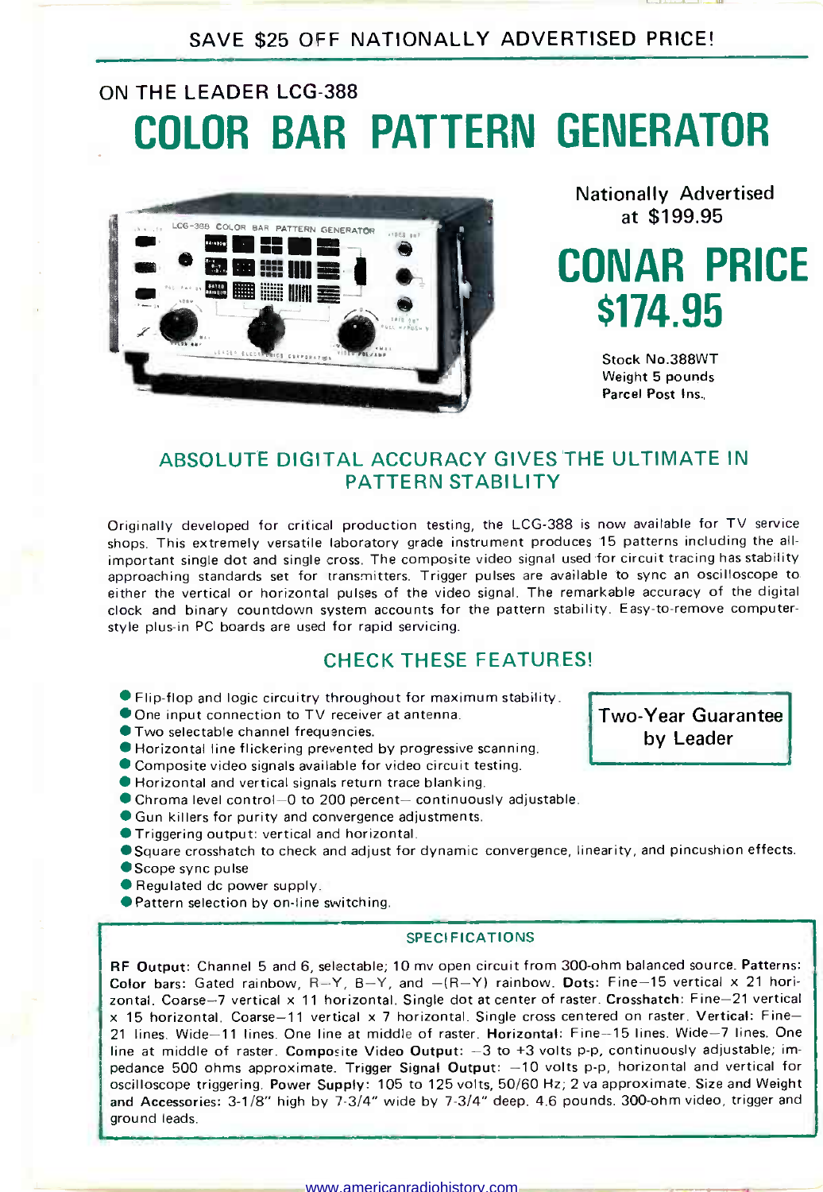SAVE $25 OFF NATIONALLY ADVERTISED PRICE!

ON THE LEADER LCG-388

# COLOR BAR PATTERN GENERATOR

Nationally Advertised at $199.95

## CONAR PRICE $174.95

Stock No.388WT
Weight 5 pounds
Parcel Post Ins.

## ABSOLUTE DIGITAL ACCURACY GIVES THE ULTIMATE IN PATTERN STABILITY

Originally developed for critical production testing, the LCG-388 is now available for TV service shops. This extremely versatile laboratory grade instrument produces 15 patterns including the all-important single dot and single cross. The composite video signal used for circuit tracing has stability approaching standards set for transmitters. Trigger pulses are available to sync an oscilloscope to either the vertical or horizontal pulses of the video signal. The remarkable accuracy of the digital clock and binary countdown system accounts for the pattern stability. Easy-to-remove computer-style plus-in PC boards are used for rapid servicing.

## CHECK THESE FEATURES!

- Flip-flop and logic circuitry throughout for maximum stability.
- One input connection to TV receiver at antenna.
- Two selectable channel frequencies.
- Horizontal line flickering prevented by progressive scanning.
- Composite video signals available for video circuit testing.
- Horizontal and vertical signals return trace blanking.
- Chroma level control—0 to 200 percent— continuously adjustable.
- Gun killers for purity and convergence adjustments.
- Triggering output: vertical and horizontal.
- Square crosshatch to check and adjust for dynamic convergence, linearity, and pincushion effects.
- Scope sync pulse
- Regulated dc power supply.
- Pattern selection by on-line switching.

**Two-Year Guarantee by Leader**

### SPECIFICATIONS

**RF Output:** Channel 5 and 6, selectable; 10 mv open circuit from 300-ohm balanced source. **Patterns: Color bars:** Gated rainbow, R–Y, B–Y, and –(R–Y) rainbow. **Dots:** Fine–15 vertical x 21 horizontal. Coarse–7 vertical x 11 horizontal. Single dot at center of raster. **Crosshatch:** Fine–21 vertical x 15 horizontal. Coarse–11 vertical x 7 horizontal. Single cross centered on raster. **Vertical:** Fine–21 lines. Wide–11 lines. One line at middle of raster. **Horizontal:** Fine–15 lines. Wide–7 lines. One line at middle of raster. **Composite Video Output:** –3 to +3 volts p-p, continuously adjustable; impedance 500 ohms approximate. **Trigger Signal Output:** –10 volts p-p, horizontal and vertical for oscilloscope triggering. **Power Supply:** 105 to 125 volts, 50/60 Hz; 2 va approximate. **Size and Weight and Accessories:** 3-1/8" high by 7-3/4" wide by 7-3/4" deep. 4.6 pounds. 300-ohm video, trigger and ground leads.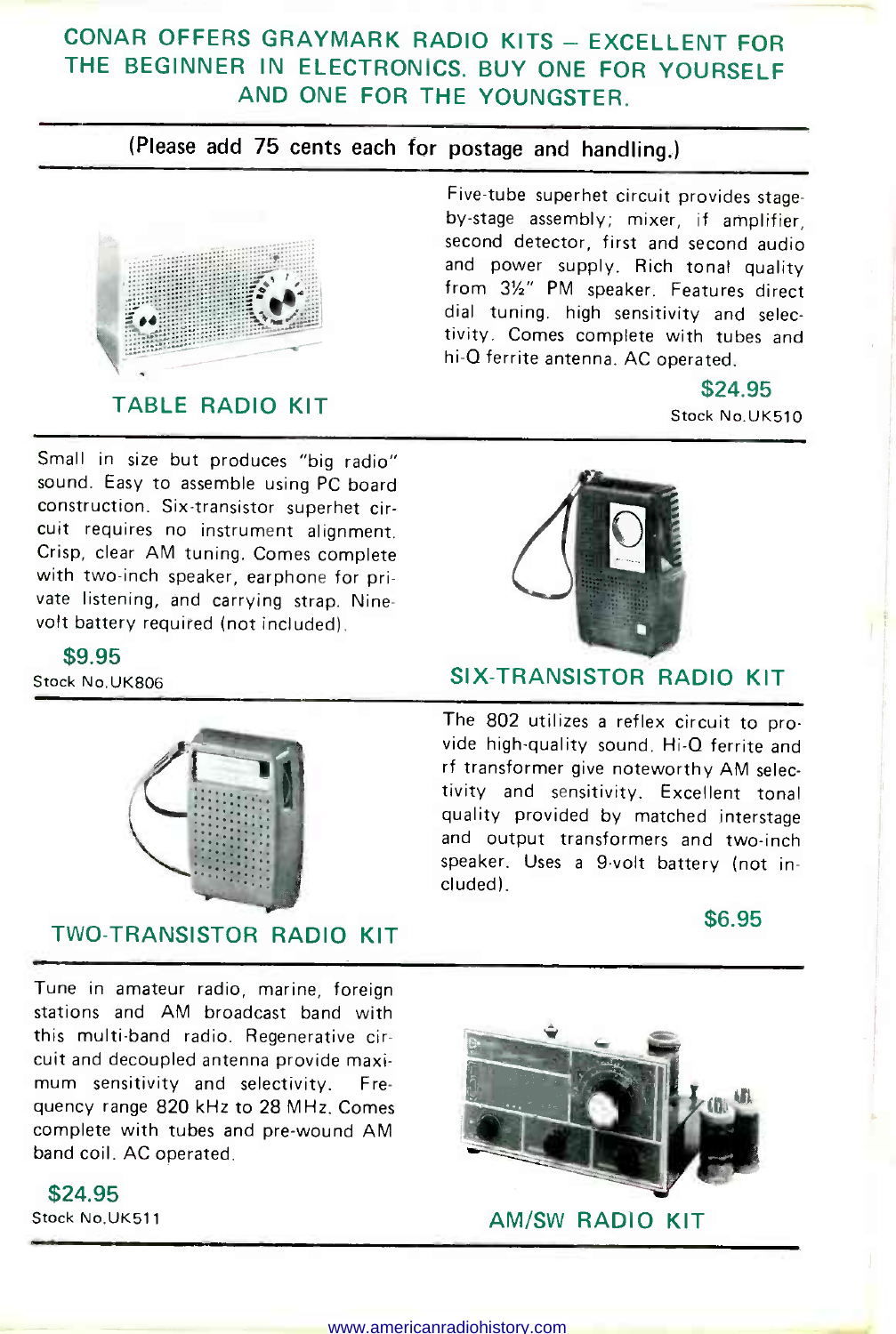## CONAR OFFERS GRAYMARK RADIO KITS – EXCELLENT FOR THE BEGINNER IN ELECTRONICS. BUY ONE FOR YOURSELF AND ONE FOR THE YOUNGSTER.

(Please add 75 cents each for postage and handling.)

### TABLE RADIO KIT

Five-tube superhet circuit provides stage-by-stage assembly; mixer, if amplifier, second detector, first and second audio and power supply. Rich tonal quality from 3½" PM speaker. Features direct dial tuning, high sensitivity and selectivity. Comes complete with tubes and hi-Q ferrite antenna. AC operated.

**$24.95**
Stock No.UK510

### SIX-TRANSISTOR RADIO KIT

Small in size but produces "big radio" sound. Easy to assemble using PC board construction. Six-transistor superhet circuit requires no instrument alignment. Crisp, clear AM tuning. Comes complete with two-inch speaker, earphone for private listening, and carrying strap. Nine-volt battery required (not included).

**$9.95**
Stock No.UK806

### TWO-TRANSISTOR RADIO KIT

The 802 utilizes a reflex circuit to provide high-quality sound. Hi-Q ferrite and rf transformer give noteworthy AM selectivity and sensitivity. Excellent tonal quality provided by matched interstage and output transformers and two-inch speaker. Uses a 9-volt battery (not included).

**$6.95**

### AM/SW RADIO KIT

Tune in amateur radio, marine, foreign stations and AM broadcast band with this multi-band radio. Regenerative circuit and decoupled antenna provide maximum sensitivity and selectivity. Frequency range 820 kHz to 28 MHz. Comes complete with tubes and pre-wound AM band coil. AC operated.

**$24.95**
Stock No.UK511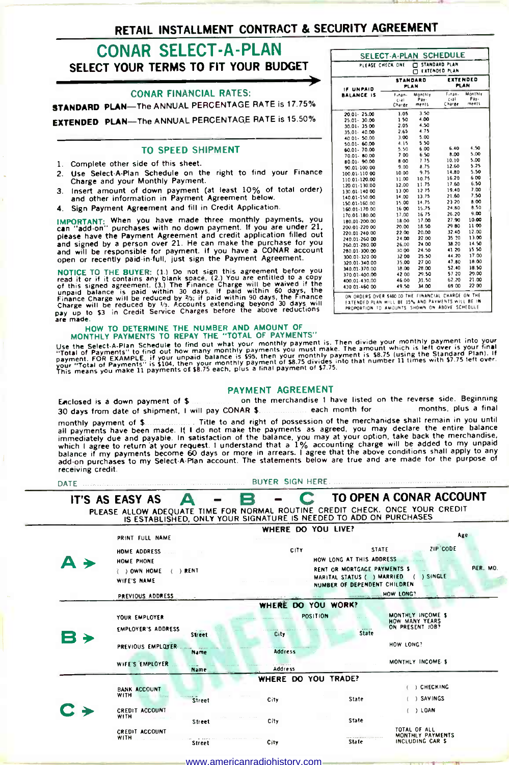## RETAIL INSTALLMENT CONTRACT & SECURITY AGREEMENT

# CONAR SELECT-A-PLAN

## SELECT YOUR TERMS TO FIT YOUR BUDGET

### CONAR FINANCIAL RATES:

**STANDARD PLAN**—The ANNUAL PERCENTAGE RATE is 17.75%

**EXTENDED PLAN**—The ANNUAL PERCENTAGE RATE is 15.50%

### TO SPEED SHIPMENT

1. Complete other side of this sheet.
2. Use Select-A-Plan Schedule on the right to find your Finance Charge and your Monthly Payment.
3. Insert amount of down payment (at least 10% of total order) and other information in Payment Agreement below.
4. Sign Payment Agreement and fill in Credit Application.

**IMPORTANT:** When you have made three monthly payments, you can "add-on" purchases with no down payment. If you are under 21, please have the Payment Agreement and credit application filled out and signed by a person over 21. He can make the purchase for you and will be responsible for payment. If you have a CONAR account open or recently paid-in-full, just sign the Payment Agreement.

**NOTICE TO THE BUYER:** (1.) Do not sign this agreement before you read it or if it contains any blank space. (2.) You are entitled to a copy of this signed agreement. (3.) The Finance Charge will be waived if the unpaid balance is paid within 30 days. If paid within 60 days, the Finance Charge will be reduced by 2/3; if paid within 90 days, the Finance Charge will be reduced by 1/3. Accounts extending beyond 30 days will pay up to $3 in Credit Service Charges before the above reductions are made.

### SELECT-A-PLAN SCHEDULE

PLEASE CHECK ONE ☐ STANDARD PLAN ☐ EXTENDED PLAN

| IF UNPAID BALANCE IS | STANDARD PLAN Finan-cial Charge | STANDARD PLAN Monthly Pay-ments | EXTENDED PLAN Finan-cial Charge | EXTENDED PLAN Monthly Pay-ments |
|---|---|---|---|---|
| 20.01- 25.00 | 1.05 | 3.50 | | |
| 25.01- 30.00 | 1.50 | 4.00 | | |
| 30.01- 35.00 | 2.05 | 4.50 | | |
| 35.01- 40.00 | 2.65 | 4.75 | | |
| 40.01- 50.00 | 3.00 | 5.00 | | |
| 50.01- 60.00 | 4.15 | 5.50 | | |
| 60.01- 70.00 | 5.50 | 6.00 | 6.40 | 4.50 |
| 70.01- 80.00 | 7.00 | 6.50 | 8.00 | 5.00 |
| 80.01- 90.00 | 8.00 | 7.75 | 10.10 | 5.00 |
| 90.01-100.00 | 9.00 | 8.75 | 12.60 | 5.25 |
| 100.01-110.00 | 10.00 | 9.75 | 14.80 | 5.50 |
| 110.01-120.00 | 11.00 | 10.75 | 16.20 | 6.00 |
| 120.01-130.00 | 12.00 | 11.75 | 17.60 | 6.50 |
| 130.01-140.00 | 13.00 | 12.75 | 19.40 | 7.00 |
| 140.01-150.00 | 14.00 | 13.75 | 21.60 | 7.50 |
| 150.01-160.00 | 15.00 | 14.75 | 23.20 | 8.00 |
| 160.01-170.00 | 16.00 | 15.75 | 24.80 | 8.50 |
| 170.01-180.00 | 17.00 | 16.75 | 26.20 | 9.00 |
| 180.01-200.00 | 18.00 | 17.00 | 27.90 | 10.00 |
| 200.01-220.00 | 20.00 | 18.50 | 29.80 | 11.00 |
| 220.01-240.00 | 22.00 | 20.00 | 32.40 | 12.00 |
| 240.01-260.00 | 24.00 | 22.00 | 35.20 | 13.00 |
| 260.01-280.00 | 26.00 | 24.00 | 38.20 | 14.50 |
| 280.01-300.00 | 30.00 | 24.50 | 41.20 | 15.50 |
| 300.01-320.00 | 32.00 | 25.50 | 44.20 | 17.00 |
| 320.01-340.00 | 35.00 | 27.00 | 47.80 | 18.00 |
| 340.01-370.00 | 38.00 | 28.00 | 52.40 | 18.50 |
| 370.01-400.00 | 42.00 | 29.50 | 57.20 | 20.00 |
| 400.01-430.00 | 46.00 | 31.50 | 62.20 | 21.00 |
| 430.01-460.00 | 49.50 | 34.00 | 69.00 | 22.00 |

ON ORDERS OVER $460.00 THE FINANCIAL CHARGE ON THE EXTENDED PLAN WILL BE 15% AND PAYMENTS WILL BE IN PROPORTION TO AMOUNTS SHOWN ON ABOVE SCHEDULE

### HOW TO DETERMINE THE NUMBER AND AMOUNT OF MONTHLY PAYMENTS TO REPAY THE "TOTAL OF PAYMENTS"

Use the Select-A-Plan Schedule to find out what your monthly payment is. Then divide your monthly payment into your "Total of Payments" to find out how many monthly payments you must make. The amount which is left over is your final payment. FOR EXAMPLE, if your unpaid balance is $95, then your monthly payment is $8.75 (using the Standard Plan). If your "Total of Payments" is $104, then your monthly payment of $8.75 divides into that number 11 times with $7.75 left over. This means you make 11 payments of $8.75 each, plus a final payment of $7.75.

### PAYMENT AGREEMENT

Enclosed is a down payment of $ .......... on the merchandise I have listed on the reverse side. Beginning 30 days from date of shipment, I will pay CONAR $ .......... each month for .......... months, plus a final monthly payment of $ .......... Title to and right of possession of the merchandise shall remain in you until all payments have been made. If I do not make the payments as agreed, you may declare the entire balance immediately due and payable. In satisfaction of the balance, you may at your option, take back the merchandise, which I agree to return at your request. I understand that a 1% accounting charge will be added to my unpaid balance if my payments become 60 days or more in arrears. I agree that the above conditions shall apply to any add-on purchases to my Select-A-Plan account. The statements below are true and are made for the purpose of receiving credit.

DATE .......... BUYER SIGN HERE ..........

## IT'S AS EASY AS A - B - C TO OPEN A CONAR ACCOUNT

PLEASE ALLOW ADEQUATE TIME FOR NORMAL ROUTINE CREDIT CHECK. ONCE YOUR CREDIT IS ESTABLISHED, ONLY YOUR SIGNATURE IS NEEDED TO ADD ON PURCHASES

### A → WHERE DO YOU LIVE?

PRINT FULL NAME .......... Age ..........

HOME ADDRESS .......... CITY .......... STATE .......... ZIP CODE ..........

HOME PHONE .......... HOW LONG AT THIS ADDRESS ..........

( ) OWN HOME ( ) RENT — RENT OR MORTGAGE PAYMENTS $ .......... PER. MO.

WIFE'S NAME .......... MARITAL STATUS ( ) MARRIED ( ) SINGLE

NUMBER OF DEPENDENT CHILDREN ..........

PREVIOUS ADDRESS .......... HOW LONG? ..........

### B → WHERE DO YOU WORK?

YOUR EMPLOYER .......... POSITION .......... MONTHLY INCOME $ ..........

EMPLOYER'S ADDRESS .......... Street .......... City .......... State .......... HOW MANY YEARS ON PRESENT JOB? ..........

PREVIOUS EMPLOYER .......... Name .......... Address .......... HOW LONG? ..........

WIFE'S EMPLOYER .......... Name .......... Address .......... MONTHLY INCOME $ ..........

### C → WHERE DO YOU TRADE?

BANK ACCOUNT WITH .......... Street .......... City .......... State .......... ( ) CHECKING ( ) SAVINGS ( ) LOAN

CREDIT ACCOUNT WITH .......... Street .......... City .......... State ..........

CREDIT ACCOUNT WITH .......... Street .......... City .......... State .......... TOTAL OF ALL MONTHLY PAYMENTS INCLUDING CAR $ ..........

CONFIDENTIAL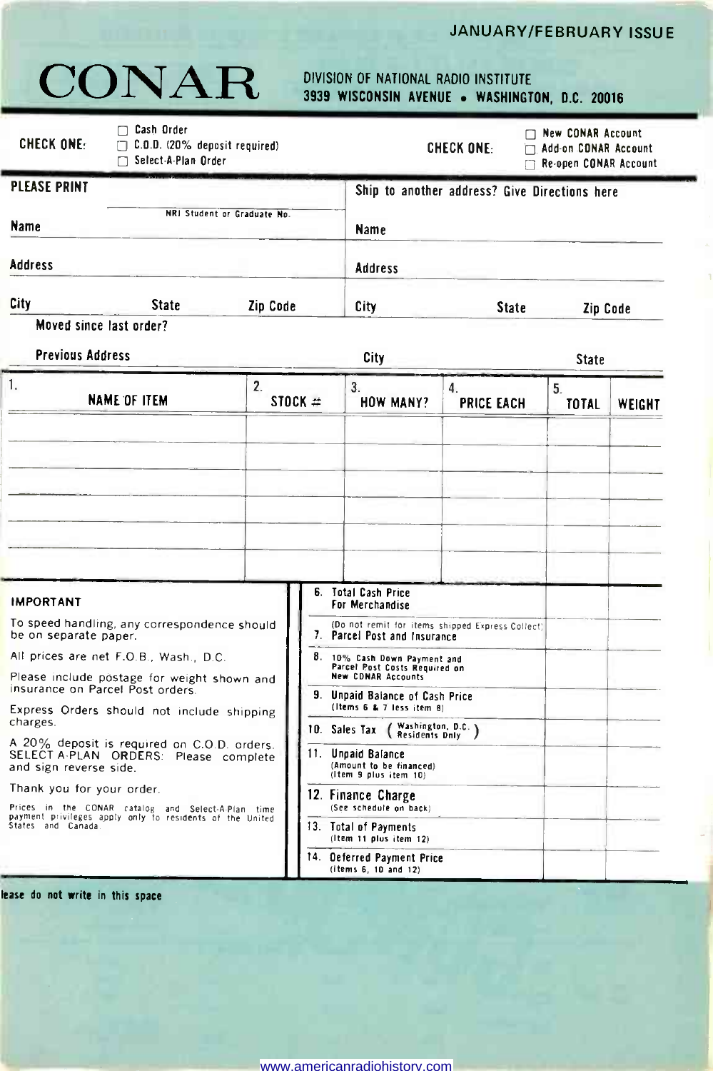JANUARY/FEBRUARY ISSUE

# CONAR

DIVISION OF NATIONAL RADIO INSTITUTE
3939 WISCONSIN AVENUE • WASHINGTON, D.C. 20016

**CHECK ONE:**
- ☐ Cash Order
- ☐ C.O.D. (20% deposit required)
- ☐ Select-A-Plan Order

**CHECK ONE:**
- ☐ New CONAR Account
- ☐ Add-on CONAR Account
- ☐ Re-open CONAR Account

| PLEASE PRINT | Ship to another address? Give Directions here |
|---|---|
| NRI Student or Graduate No. | |
| Name | Name |
| Address | Address |
| City / State / Zip Code | City / State / Zip Code |

Moved since last order?

Previous Address | City | State

| 1. NAME OF ITEM | 2. STOCK # | 3. HOW MANY? | 4. PRICE EACH | 5. TOTAL | WEIGHT |
|---|---|---|---|---|---|
| | | | | | |
| | | | | | |
| | | | | | |
| | | | | | |
| | | | | | |
| | | | | | |

**IMPORTANT**

To speed handling, any correspondence should be on separate paper.

All prices are net F.O.B., Wash., D.C.

Please include postage for weight shown and insurance on Parcel Post orders.

Express Orders should not include shipping charges.

A 20% deposit is required on C.O.D. orders. SELECT-A-PLAN ORDERS: Please complete and sign reverse side.

Thank you for your order.

Prices in the CONAR catalog and Select-A-Plan time payment privileges apply only to residents of the United States and Canada.

| | | |
|---|---|---|
| 6. Total Cash Price For Merchandise | | |
| (Do not remit for items shipped Express Collect) 7. Parcel Post and Insurance | | |
| 8. 10% Cash Down Payment and Parcel Post Costs Required on New CONAR Accounts | | |
| 9. Unpaid Balance of Cash Price (Items 6 & 7 less item 8) | | |
| 10. Sales Tax (Washington, D.C. Residents Only) | | |
| 11. Unpaid Balance (Amount to be financed) (Item 9 plus item 10) | | |
| 12. Finance Charge (See schedule on back) | | |
| 13. Total of Payments (Item 11 plus item 12) | | |
| 14. Deferred Payment Price (Items 6, 10 and 12) | | |

Please do not write in this space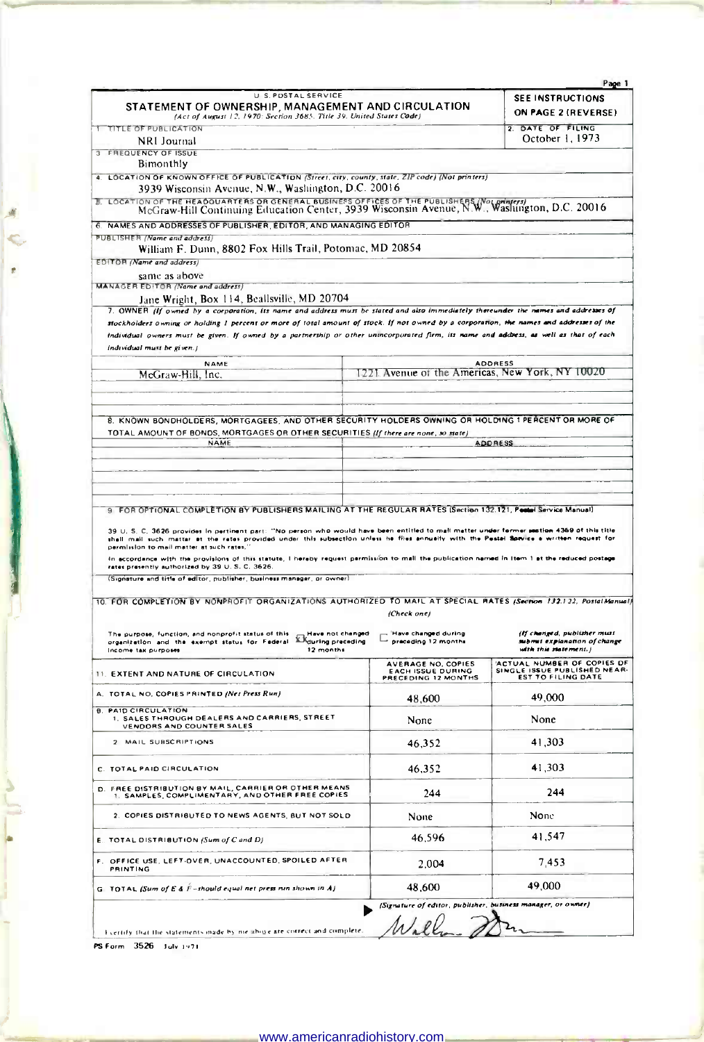U. S. POSTAL SERVICE

# STATEMENT OF OWNERSHIP, MANAGEMENT AND CIRCULATION

*(Act of August 12, 1970: Section 3685, Title 39, United States Code)*

**SEE INSTRUCTIONS ON PAGE 2 (REVERSE)**

1. TITLE OF PUBLICATION: NRI Journal
2. DATE OF FILING: October 1, 1973
3. FREQUENCY OF ISSUE: Bimonthly
4. LOCATION OF KNOWN OFFICE OF PUBLICATION *(Street, city, county, state, ZIP code) (Not printers)*: 3939 Wisconsin Avenue, N.W., Washington, D.C. 20016
5. LOCATION OF THE HEADQUARTERS OR GENERAL BUSINESS OFFICES OF THE PUBLISHERS *(Not printers)*: McGraw-Hill Continuing Education Center, 3939 Wisconsin Avenue, N.W., Washington, D.C. 20016
6. NAMES AND ADDRESSES OF PUBLISHER, EDITOR, AND MANAGING EDITOR

PUBLISHER *(Name and address)*: William F. Dunn, 8802 Fox Hills Trail, Potomac, MD 20854

EDITOR *(Name and address)*: same as above

MANAGER EDITOR *(Name and address)*: Jane Wright, Box 114, Beallsville, MD 20704

7. OWNER *(If owned by a corporation, its name and address must be stated and also immediately thereunder the names and addresses of stockholders owning or holding 1 percent or more of total amount of stock. If not owned by a corporation, the names and addresses of the individual owners must be given. If owned by a partnership or other unincorporated firm, its name and address, as well as that of each individual must be given.)*

| NAME | ADDRESS |
|---|---|
| McGraw-Hill, Inc. | 1221 Avenue of the Americas, New York, NY 10020 |

8. KNOWN BONDHOLDERS, MORTGAGEES, AND OTHER SECURITY HOLDERS OWNING OR HOLDING 1 PERCENT OR MORE OF TOTAL AMOUNT OF BONDS, MORTGAGES OR OTHER SECURITIES *(If there are none, so state)*

| NAME | ADDRESS |
|---|---|
| | |

9. FOR OPTIONAL COMPLETION BY PUBLISHERS MAILING AT THE REGULAR RATES (Section 132.121, Postal Service Manual)

39 U. S. C. 3626 provides in pertinent part: "No person who would have been entitled to mail matter under former section 4359 of this title shall mail such matter at the rates provided under this subsection unless he files annually with the Postal Service a written request for permission to mail matter at such rates."

In accordance with the provisions of this statute, I hereby request permission to mail the publication named in Item 1 at the reduced postage rates presently authorized by 39 U. S. C. 3626.

(Signature and title of editor, publisher, business manager, or owner)

10. FOR COMPLETION BY NONPROFIT ORGANIZATIONS AUTHORIZED TO MAIL AT SPECIAL RATES *(Section 132.122, Postal Manual)* *(Check one)*

The purpose, function, and nonprofit status of this organization and the exempt status for Federal income tax purposes: [X] Have not changed during preceding 12 months [ ] Have changed during preceding 12 months *(If changed, publisher must submit explanation of change with this statement.)*

| 11. EXTENT AND NATURE OF CIRCULATION | AVERAGE NO. COPIES EACH ISSUE DURING PRECEDING 12 MONTHS | ACTUAL NUMBER OF COPIES OF SINGLE ISSUE PUBLISHED NEAREST TO FILING DATE |
|---|---|---|
| A. TOTAL NO. COPIES PRINTED *(Net Press Run)* | 48,600 | 49,000 |
| B. PAID CIRCULATION 1. SALES THROUGH DEALERS AND CARRIERS, STREET VENDORS AND COUNTER SALES | None | None |
| 2. MAIL SUBSCRIPTIONS | 46,352 | 41,303 |
| C. TOTAL PAID CIRCULATION | 46,352 | 41,303 |
| D. FREE DISTRIBUTION BY MAIL, CARRIER OR OTHER MEANS 1. SAMPLES, COMPLIMENTARY, AND OTHER FREE COPIES | 244 | 244 |
| 2. COPIES DISTRIBUTED TO NEWS AGENTS, BUT NOT SOLD | None | None |
| E. TOTAL DISTRIBUTION *(Sum of C and D)* | 46,596 | 41,547 |
| F. OFFICE USE, LEFT-OVER, UNACCOUNTED, SPOILED AFTER PRINTING | 2,004 | 7,453 |
| G. TOTAL *(Sum of E & F—should equal net press run shown in A)* | 48,600 | 49,000 |

I certify that the statements made by me above are correct and complete.

*(Signature of editor, publisher, business manager, or owner)* William Dunn

PS Form 3526 July 1971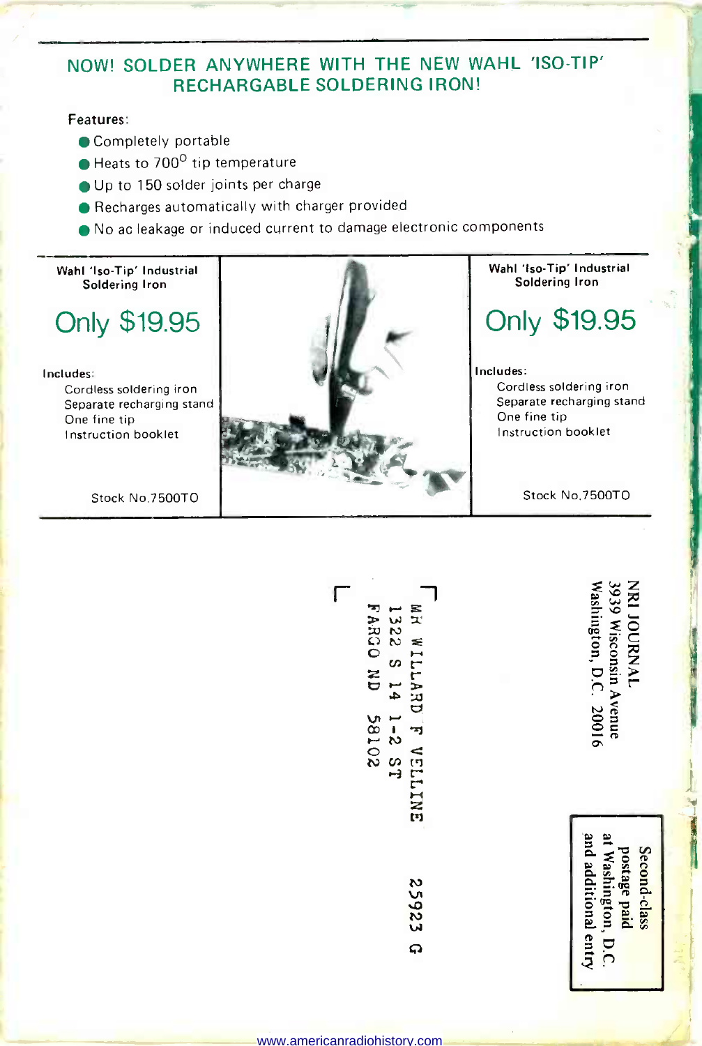## NOW! SOLDER ANYWHERE WITH THE NEW WAHL 'ISO-TIP' RECHARGABLE SOLDERING IRON!

Features:

- Completely portable
- Heats to 700° tip temperature
- Up to 150 solder joints per charge
- Recharges automatically with charger provided
- No ac leakage or induced current to damage electronic components

**Wahl 'Iso-Tip' Industrial Soldering Iron**

Only $19.95

Includes:
Cordless soldering iron
Separate recharging stand
One fine tip
Instruction booklet

Stock No.7500TO

**Wahl 'Iso-Tip' Industrial Soldering Iron**

Only $19.95

Includes:
Cordless soldering iron
Separate recharging stand
One fine tip
Instruction booklet

Stock No.7500TO

NRI JOURNAL
3939 Wisconsin Avenue
Washington, D.C. 20016

Second-class postage paid at Washington, D.C. and additional entry

MR WILLARD F VELLINE 25923 G
1322 S 14 1-2 ST
FARGO ND 58102